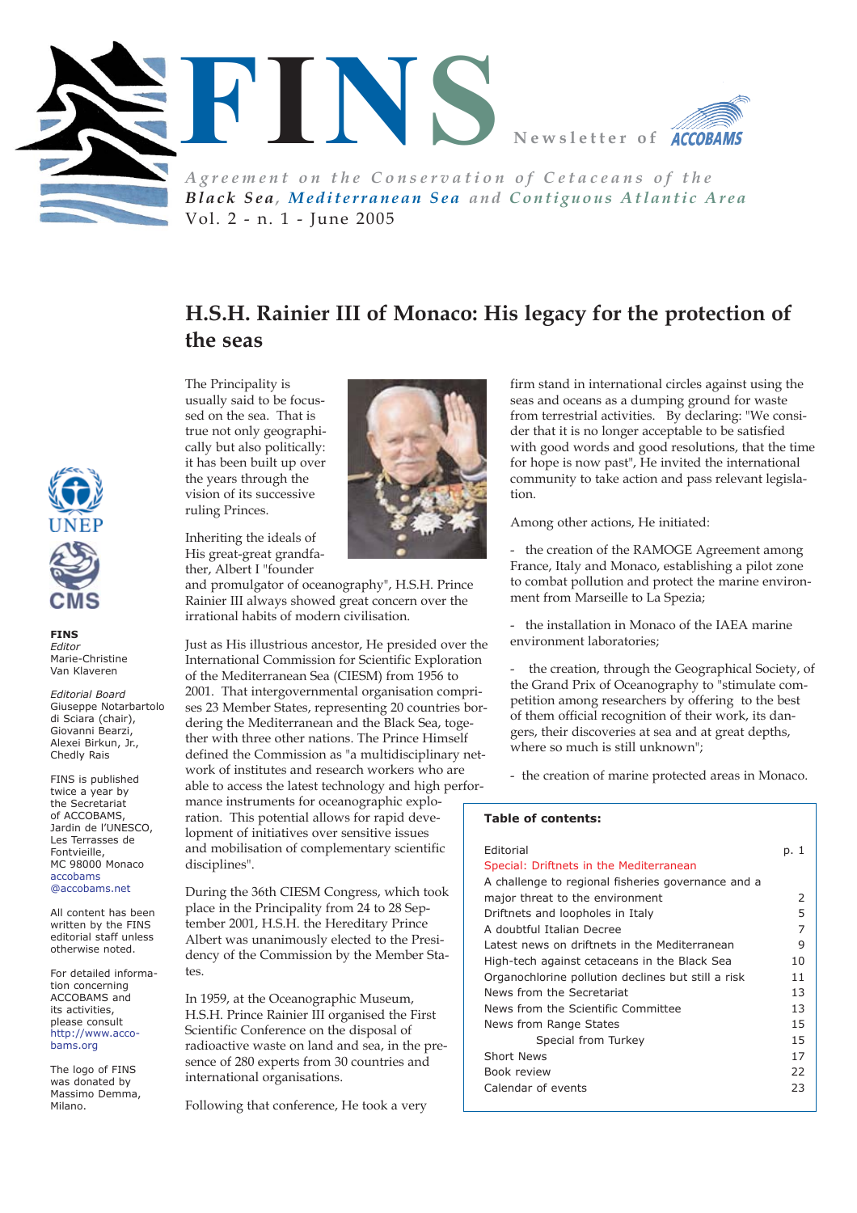# FINS

Newsletter of ACCOBAMS

*Agreement on the Conservation of Cetaceans of the Black Sea, Mediterranean Sea and Contiguous Atlantic Area*

Vol. 2 - n. 1 - June 2005

UNEP

CMS

**FINS**

*Editor*
Marie-Christine Van Klaveren

*Editorial Board*
Giuseppe Notarbartolo di Sciara (chair), Giovanni Bearzi, Alexei Birkun, Jr., Chedly Rais

FINS is published twice a year by the Secretariat of ACCOBAMS, Jardin de l'UNESCO, Les Terrasses de Fontvieille, MC 98000 Monaco accobams@accobams.net

All content has been written by the FINS editorial staff unless otherwise noted.

For detailed information concerning ACCOBAMS and its activities, please consult http://www.accobams.org

The logo of FINS was donated by Massimo Demma, Milano.

## H.S.H. Rainier III of Monaco: His legacy for the protection of the seas

The Principality is usually said to be focussed on the sea. That is true not only geographically but also politically: it has been built up over the years through the vision of its successive ruling Princes.

Inheriting the ideals of His great-great grandfather, Albert I "founder and promulgator of oceanography", H.S.H. Prince Rainier III always showed great concern over the irrational habits of modern civilisation.

Just as His illustrious ancestor, He presided over the International Commission for Scientific Exploration of the Mediterranean Sea (CIESM) from 1956 to 2001. That intergovernmental organisation comprises 23 Member States, representing 20 countries bordering the Mediterranean and the Black Sea, together with three other nations. The Prince Himself defined the Commission as "a multidisciplinary network of institutes and research workers who are able to access the latest technology and high performance instruments for oceanographic exploration. This potential allows for rapid development of initiatives over sensitive issues and mobilisation of complementary scientific disciplines".

During the 36th CIESM Congress, which took place in the Principality from 24 to 28 September 2001, H.S.H. the Hereditary Prince Albert was unanimously elected to the Presidency of the Commission by the Member States.

In 1959, at the Oceanographic Museum, H.S.H. Prince Rainier III organised the First Scientific Conference on the disposal of radioactive waste on land and sea, in the presence of 280 experts from 30 countries and international organisations.

Following that conference, He took a very firm stand in international circles against using the seas and oceans as a dumping ground for waste from terrestrial activities. By declaring: "We consider that it is no longer acceptable to be satisfied with good words and good resolutions, that the time for hope is now past", He invited the international community to take action and pass relevant legislation.

Among other actions, He initiated:

- the creation of the RAMOGE Agreement among France, Italy and Monaco, establishing a pilot zone to combat pollution and protect the marine environment from Marseille to La Spezia;
- the installation in Monaco of the IAEA marine environment laboratories;
- the creation, through the Geographical Society, of the Grand Prix of Oceanography to "stimulate competition among researchers by offering to the best of them official recognition of their work, its dangers, their discoveries at sea and at great depths, where so much is still unknown";
- the creation of marine protected areas in Monaco.

**Table of contents:**

| | |
|---|---|
| Editorial | p. 1 |
| Special: Driftnets in the Mediterranean | |
| A challenge to regional fisheries governance and a major threat to the environment | 2 |
| Driftnets and loopholes in Italy | 5 |
| A doubtful Italian Decree | 7 |
| Latest news on driftnets in the Mediterranean | 9 |
| High-tech against cetaceans in the Black Sea | 10 |
| Organochlorine pollution declines but still a risk | 11 |
| News from the Secretariat | 13 |
| News from the Scientific Committee | 13 |
| News from Range States | 15 |
| Special from Turkey | 15 |
| Short News | 17 |
| Book review | 22 |
| Calendar of events | 23 |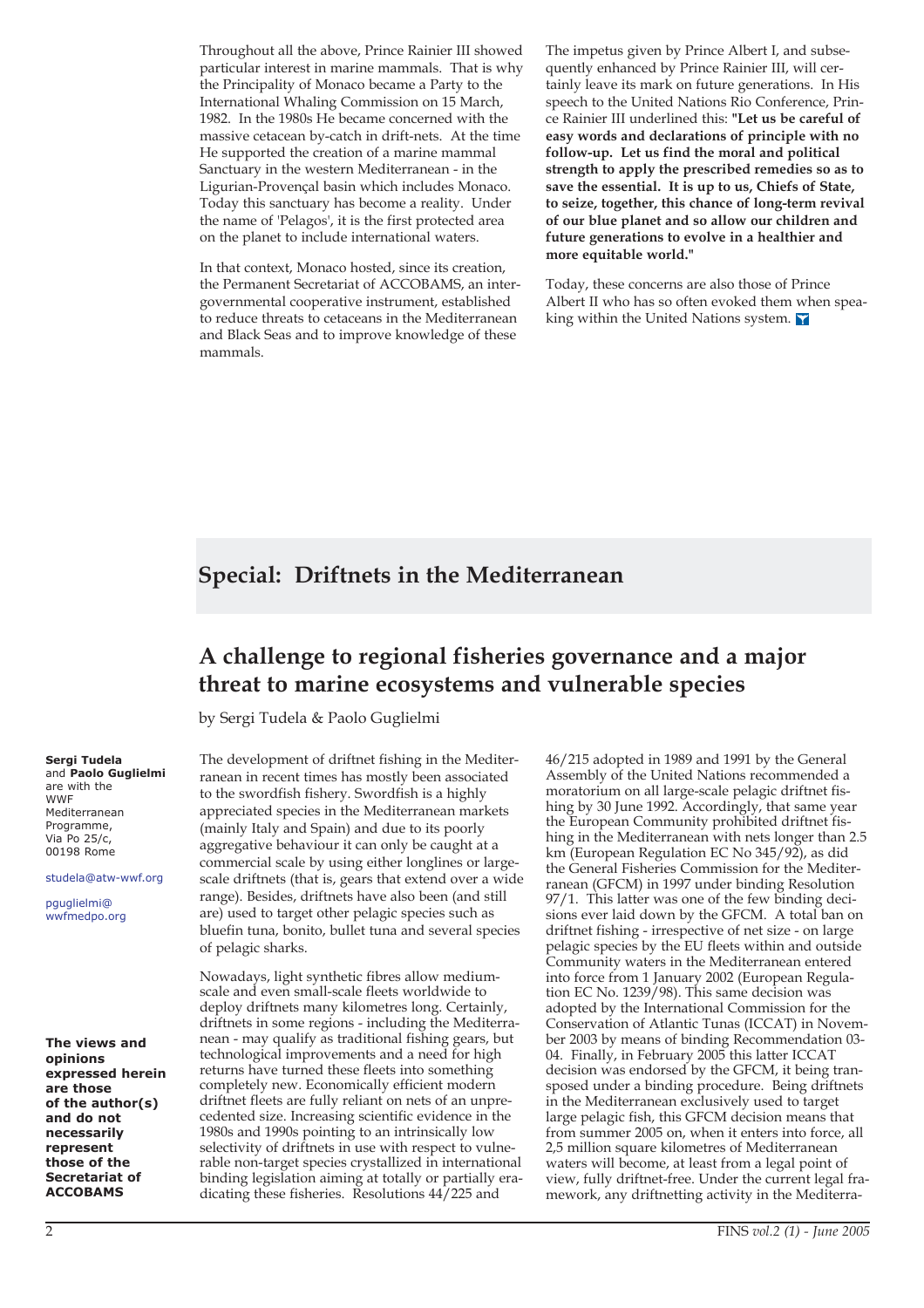Throughout all the above, Prince Rainier III showed particular interest in marine mammals. That is why the Principality of Monaco became a Party to the International Whaling Commission on 15 March, 1982. In the 1980s He became concerned with the massive cetacean by-catch in drift-nets. At the time He supported the creation of a marine mammal Sanctuary in the western Mediterranean - in the Ligurian-Provençal basin which includes Monaco. Today this sanctuary has become a reality. Under the name of 'Pelagos', it is the first protected area on the planet to include international waters.

In that context, Monaco hosted, since its creation, the Permanent Secretariat of ACCOBAMS, an intergovernmental cooperative instrument, established to reduce threats to cetaceans in the Mediterranean and Black Seas and to improve knowledge of these mammals.

The impetus given by Prince Albert I, and subsequently enhanced by Prince Rainier III, will certainly leave its mark on future generations. In His speech to the United Nations Rio Conference, Prince Rainier III underlined this: **"Let us be careful of easy words and declarations of principle with no follow-up. Let us find the moral and political strength to apply the prescribed remedies so as to save the essential. It is up to us, Chiefs of State, to seize, together, this chance of long-term revival of our blue planet and so allow our children and future generations to evolve in a healthier and more equitable world."**

Today, these concerns are also those of Prince Albert II who has so often evoked them when speaking within the United Nations system.

## Special: Driftnets in the Mediterranean

# A challenge to regional fisheries governance and a major threat to marine ecosystems and vulnerable species

by Sergi Tudela & Paolo Guglielmi

**Sergi Tudela** and **Paolo Guglielmi** are with the WWF Mediterranean Programme, Via Po 25/c, 00198 Rome

studela@atw-wwf.org

pguglielmi@wwfmedpo.org

**The views and opinions expressed herein are those of the author(s) and do not necessarily represent those of the Secretariat of ACCOBAMS**

The development of driftnet fishing in the Mediterranean in recent times has mostly been associated to the swordfish fishery. Swordfish is a highly appreciated species in the Mediterranean markets (mainly Italy and Spain) and due to its poorly aggregative behaviour it can only be caught at a commercial scale by using either longlines or large-scale driftnets (that is, gears that extend over a wide range). Besides, driftnets have also been (and still are) used to target other pelagic species such as bluefin tuna, bonito, bullet tuna and several species of pelagic sharks.

Nowadays, light synthetic fibres allow medium-scale and even small-scale fleets worldwide to deploy driftnets many kilometres long. Certainly, driftnets in some regions - including the Mediterranean - may qualify as traditional fishing gears, but technological improvements and a need for high returns have turned these fleets into something completely new. Economically efficient modern driftnet fleets are fully reliant on nets of an unprecedented size. Increasing scientific evidence in the 1980s and 1990s pointing to an intrinsically low selectivity of driftnets in use with respect to vulnerable non-target species crystallized in international binding legislation aiming at totally or partially eradicating these fisheries. Resolutions 44/225 and 46/215 adopted in 1989 and 1991 by the General Assembly of the United Nations recommended a moratorium on all large-scale pelagic driftnet fishing by 30 June 1992. Accordingly, that same year the European Community prohibited driftnet fishing in the Mediterranean with nets longer than 2.5 km (European Regulation EC No 345/92), as did the General Fisheries Commission for the Mediterranean (GFCM) in 1997 under binding Resolution 97/1. This latter was one of the few binding decisions ever laid down by the GFCM. A total ban on driftnet fishing - irrespective of net size - on large pelagic species by the EU fleets within and outside Community waters in the Mediterranean entered into force from 1 January 2002 (European Regulation EC No. 1239/98). This same decision was adopted by the International Commission for the Conservation of Atlantic Tunas (ICCAT) in November 2003 by means of binding Recommendation 03-04. Finally, in February 2005 this latter ICCAT decision was endorsed by the GFCM, it being transposed under a binding procedure. Being driftnets in the Mediterranean exclusively used to target large pelagic fish, this GFCM decision means that from summer 2005 on, when it enters into force, all 2,5 million square kilometres of Mediterranean waters will become, at least from a legal point of view, fully driftnet-free. Under the current legal framework, any driftnetting activity in the Mediterra-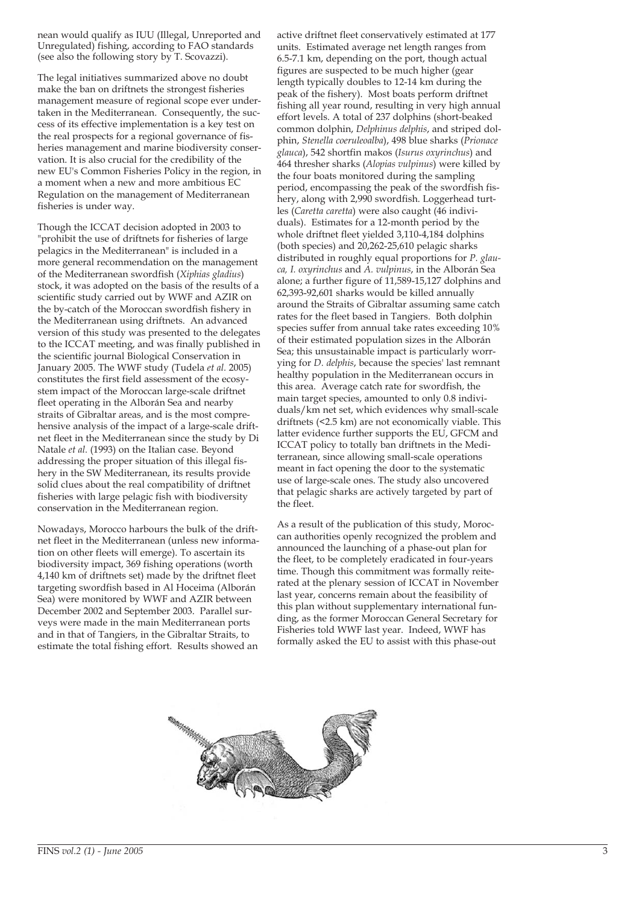nean would qualify as IUU (Illegal, Unreported and Unregulated) fishing, according to FAO standards (see also the following story by T. Scovazzi).

The legal initiatives summarized above no doubt make the ban on driftnets the strongest fisheries management measure of regional scope ever undertaken in the Mediterranean. Consequently, the success of its effective implementation is a key test on the real prospects for a regional governance of fisheries management and marine biodiversity conservation. It is also crucial for the credibility of the new EU's Common Fisheries Policy in the region, in a moment when a new and more ambitious EC Regulation on the management of Mediterranean fisheries is under way.

Though the ICCAT decision adopted in 2003 to "prohibit the use of driftnets for fisheries of large pelagics in the Mediterranean" is included in a more general recommendation on the management of the Mediterranean swordfish (*Xiphias gladius*) stock, it was adopted on the basis of the results of a scientific study carried out by WWF and AZIR on the by-catch of the Moroccan swordfish fishery in the Mediterranean using driftnets. An advanced version of this study was presented to the delegates to the ICCAT meeting, and was finally published in the scientific journal Biological Conservation in January 2005. The WWF study (Tudela *et al.* 2005) constitutes the first field assessment of the ecosystem impact of the Moroccan large-scale driftnet fleet operating in the Alborán Sea and nearby straits of Gibraltar areas, and is the most comprehensive analysis of the impact of a large-scale driftnet fleet in the Mediterranean since the study by Di Natale *et al.* (1993) on the Italian case. Beyond addressing the proper situation of this illegal fishery in the SW Mediterranean, its results provide solid clues about the real compatibility of driftnet fisheries with large pelagic fish with biodiversity conservation in the Mediterranean region.

Nowadays, Morocco harbours the bulk of the driftnet fleet in the Mediterranean (unless new information on other fleets will emerge). To ascertain its biodiversity impact, 369 fishing operations (worth 4,140 km of driftnets set) made by the driftnet fleet targeting swordfish based in Al Hoceima (Alborán Sea) were monitored by WWF and AZIR between December 2002 and September 2003. Parallel surveys were made in the main Mediterranean ports and in that of Tangiers, in the Gibraltar Straits, to estimate the total fishing effort. Results showed an active driftnet fleet conservatively estimated at 177 units. Estimated average net length ranges from 6.5-7.1 km, depending on the port, though actual figures are suspected to be much higher (gear length typically doubles to 12-14 km during the peak of the fishery). Most boats perform driftnet fishing all year round, resulting in very high annual effort levels. A total of 237 dolphins (short-beaked common dolphin, *Delphinus delphis*, and striped dolphin, *Stenella coeruleoalba*), 498 blue sharks (*Prionace glauca*), 542 shortfin makos (*Isurus oxyrinchus*) and 464 thresher sharks (*Alopias vulpinus*) were killed by the four boats monitored during the sampling period, encompassing the peak of the swordfish fishery, along with 2,990 swordfish. Loggerhead turtles (*Caretta caretta*) were also caught (46 individuals). Estimates for a 12-month period by the whole driftnet fleet yielded 3,110-4,184 dolphins (both species) and 20,262-25,610 pelagic sharks distributed in roughly equal proportions for *P. glauca, I. oxyrinchus* and *A. vulpinus*, in the Alborán Sea alone; a further figure of 11,589-15,127 dolphins and 62,393-92,601 sharks would be killed annually around the Straits of Gibraltar assuming same catch rates for the fleet based in Tangiers. Both dolphin species suffer from annual take rates exceeding 10% of their estimated population sizes in the Alborán Sea; this unsustainable impact is particularly worrying for *D. delphis*, because the species' last remnant healthy population in the Mediterranean occurs in this area. Average catch rate for swordfish, the main target species, amounted to only 0.8 individuals/km net set, which evidences why small-scale driftnets (<2.5 km) are not economically viable. This latter evidence further supports the EU, GFCM and ICCAT policy to totally ban driftnets in the Mediterranean, since allowing small-scale operations meant in fact opening the door to the systematic use of large-scale ones. The study also uncovered that pelagic sharks are actively targeted by part of the fleet.

As a result of the publication of this study, Moroccan authorities openly recognized the problem and announced the launching of a phase-out plan for the fleet, to be completely eradicated in four-years time. Though this commitment was formally reiterated at the plenary session of ICCAT in November last year, concerns remain about the feasibility of this plan without supplementary international funding, as the former Moroccan General Secretary for Fisheries told WWF last year. Indeed, WWF has formally asked the EU to assist with this phase-out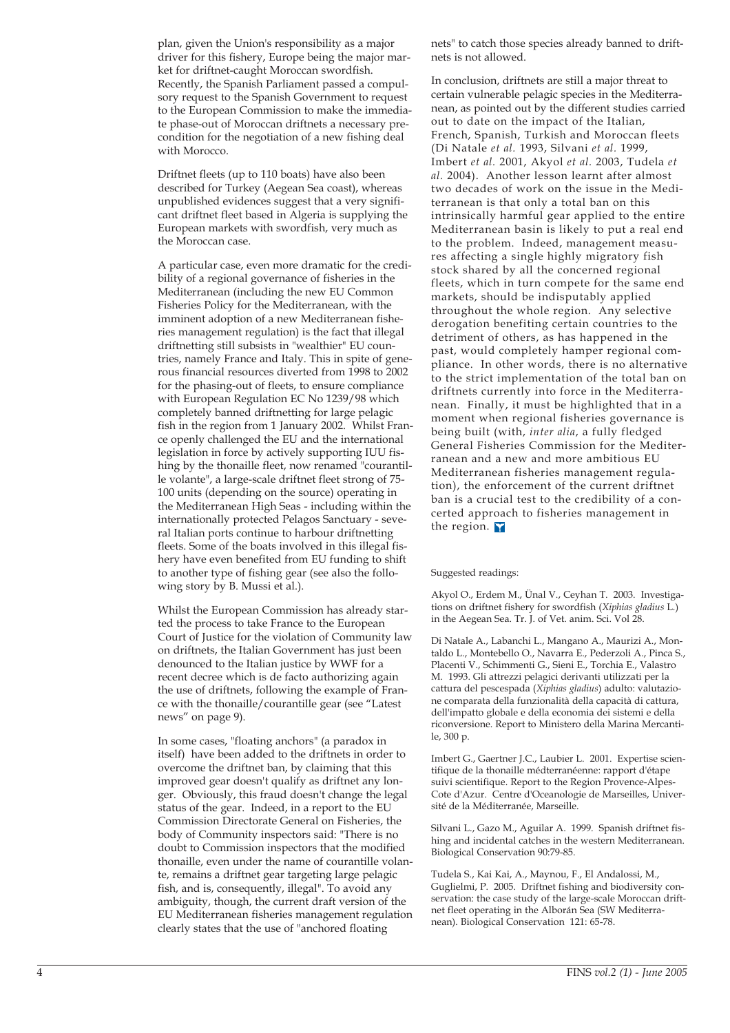plan, given the Union's responsibility as a major driver for this fishery, Europe being the major market for driftnet-caught Moroccan swordfish. Recently, the Spanish Parliament passed a compulsory request to the Spanish Government to request to the European Commission to make the immediate phase-out of Moroccan driftnets a necessary precondition for the negotiation of a new fishing deal with Morocco.

Driftnet fleets (up to 110 boats) have also been described for Turkey (Aegean Sea coast), whereas unpublished evidences suggest that a very significant driftnet fleet based in Algeria is supplying the European markets with swordfish, very much as the Moroccan case.

A particular case, even more dramatic for the credibility of a regional governance of fisheries in the Mediterranean (including the new EU Common Fisheries Policy for the Mediterranean, with the imminent adoption of a new Mediterranean fisheries management regulation) is the fact that illegal driftnetting still subsists in "wealthier" EU countries, namely France and Italy. This in spite of generous financial resources diverted from 1998 to 2002 for the phasing-out of fleets, to ensure compliance with European Regulation EC No 1239/98 which completely banned driftnetting for large pelagic fish in the region from 1 January 2002. Whilst France openly challenged the EU and the international legislation in force by actively supporting IUU fishing by the thonaille fleet, now renamed "courantille volante", a large-scale driftnet fleet strong of 75-100 units (depending on the source) operating in the Mediterranean High Seas - including within the internationally protected Pelagos Sanctuary - several Italian ports continue to harbour driftnetting fleets. Some of the boats involved in this illegal fishery have even benefited from EU funding to shift to another type of fishing gear (see also the following story by B. Mussi et al.).

Whilst the European Commission has already started the process to take France to the European Court of Justice for the violation of Community law on driftnets, the Italian Government has just been denounced to the Italian justice by WWF for a recent decree which is de facto authorizing again the use of driftnets, following the example of France with the thonaille/courantille gear (see "Latest news" on page 9).

In some cases, "floating anchors" (a paradox in itself) have been added to the driftnets in order to overcome the driftnet ban, by claiming that this improved gear doesn't qualify as driftnet any longer. Obviously, this fraud doesn't change the legal status of the gear. Indeed, in a report to the EU Commission Directorate General on Fisheries, the body of Community inspectors said: "There is no doubt to Commission inspectors that the modified thonaille, even under the name of courantille volante, remains a driftnet gear targeting large pelagic fish, and is, consequently, illegal". To avoid any ambiguity, though, the current draft version of the EU Mediterranean fisheries management regulation clearly states that the use of "anchored floating nets" to catch those species already banned to driftnets is not allowed.

In conclusion, driftnets are still a major threat to certain vulnerable pelagic species in the Mediterranean, as pointed out by the different studies carried out to date on the impact of the Italian, French, Spanish, Turkish and Moroccan fleets (Di Natale *et al.* 1993, Silvani *et al.* 1999, Imbert *et al.* 2001, Akyol *et al.* 2003, Tudela *et al.* 2004). Another lesson learnt after almost two decades of work on the issue in the Mediterranean is that only a total ban on this intrinsically harmful gear applied to the entire Mediterranean basin is likely to put a real end to the problem. Indeed, management measures affecting a single highly migratory fish stock shared by all the concerned regional fleets, which in turn compete for the same end markets, should be indisputably applied throughout the whole region. Any selective derogation benefiting certain countries to the detriment of others, as has happened in the past, would completely hamper regional compliance. In other words, there is no alternative to the strict implementation of the total ban on driftnets currently into force in the Mediterranean. Finally, it must be highlighted that in a moment when regional fisheries governance is being built (with, *inter alia*, a fully fledged General Fisheries Commission for the Mediterranean and a new and more ambitious EU Mediterranean fisheries management regulation), the enforcement of the current driftnet ban is a crucial test to the credibility of a concerted approach to fisheries management in the region.

Suggested readings:

Akyol O., Erdem M., Ünal V., Ceyhan T. 2003. Investigations on driftnet fishery for swordfish (*Xiphias gladius* L.) in the Aegean Sea. Tr. J. of Vet. anim. Sci. Vol 28.

Di Natale A., Labanchi L., Mangano A., Maurizi A., Montaldo L., Montebello O., Navarra E., Pederzoli A., Pinca S., Placenti V., Schimmenti G., Sieni E., Torchia E., Valastro M. 1993. Gli attrezzi pelagici derivanti utilizzati per la cattura del pescespada (*Xiphias gladius*) adulto: valutazione comparata della funzionalità della capacità di cattura, dell'impatto globale e della economia dei sistemi e della riconversione. Report to Ministero della Marina Mercantile, 300 p.

Imbert G., Gaertner J.C., Laubier L. 2001. Expertise scientifique de la thonaille médterranéenne: rapport d'étape suivi scientifique. Report to the Region Provence-Alpes-Cote d'Azur. Centre d'Oceanologie de Marseilles, Université de la Méditerranée, Marseille.

Silvani L., Gazo M., Aguilar A. 1999. Spanish driftnet fishing and incidental catches in the western Mediterranean. Biological Conservation 90:79-85.

Tudela S., Kai Kai, A., Maynou, F., El Andalossi, M., Guglielmi, P. 2005. Driftnet fishing and biodiversity conservation: the case study of the large-scale Moroccan driftnet fleet operating in the Alborán Sea (SW Mediterranean). Biological Conservation 121: 65-78.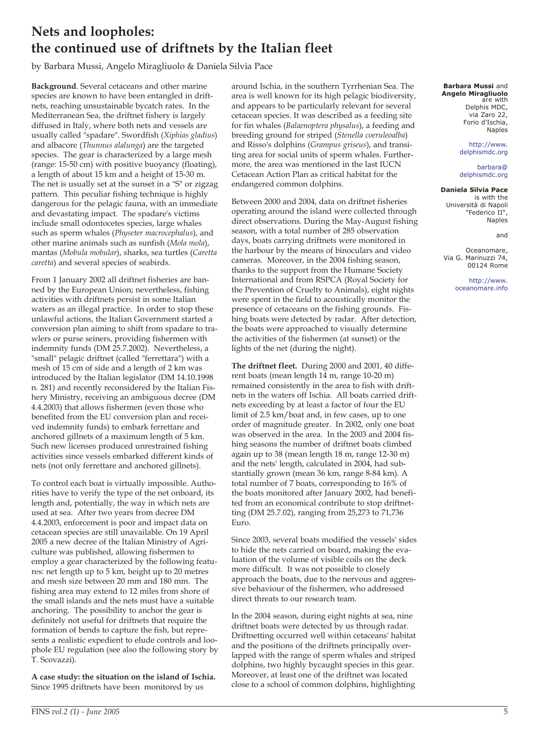# Nets and loopholes: the continued use of driftnets by the Italian fleet

by Barbara Mussi, Angelo Miragliuolo & Daniela Silvia Pace

**Barbara Mussi** and **Angelo Miragliuolo** are with Delphis MDC, via Zaro 22, Forio d'Ischia, Naples

http://www.delphismdc.org

barbara@delphismdc.org

**Daniela Silvia Pace** is with the Università di Napoli "Federico II", Naples

and

Oceanomare, Via G. Marinuzzi 74, 00124 Rome

http://www.oceanomare.info

**Background**. Several cetaceans and other marine species are known to have been entangled in driftnets, reaching unsustainable bycatch rates. In the Mediterranean Sea, the driftnet fishery is largely diffused in Italy, where both nets and vessels are usually called "spadare". Swordfish (*Xiphias gladius*) and albacore (*Thunnus alalunga*) are the targeted species. The gear is characterized by a large mesh (range: 15-50 cm) with positive buoyancy (floating), a length of about 15 km and a height of 15-30 m. The net is usually set at the sunset in a "S" or zigzag pattern. This peculiar fishing technique is highly dangerous for the pelagic fauna, with an immediate and devastating impact. The spadare's victims include small odontocetes species, large whales such as sperm whales (*Physeter macrocephalus*), and other marine animals such as sunfish (*Mola mola*), mantas (*Mobula mobular*), sharks, sea turtles (*Caretta caretta*) and several species of seabirds.

From 1 January 2002 all driftnet fisheries are banned by the European Union; nevertheless, fishing activities with driftnets persist in some Italian waters as an illegal practice. In order to stop these unlawful actions, the Italian Government started a conversion plan aiming to shift from spadare to trawlers or purse seiners, providing fishermen with indemnity funds (DM 25.7.2002). Nevertheless, a "small" pelagic driftnet (called "ferrettara") with a mesh of 15 cm of side and a length of 2 km was introduced by the Italian legislator (DM 14.10.1998 n. 281) and recently reconsidered by the Italian Fishery Ministry, receiving an ambiguous decree (DM 4.4.2003) that allows fishermen (even those who benefited from the EU conversion plan and received indemnity funds) to embark ferrettare and anchored gillnets of a maximum length of 5 km. Such new licenses produced unrestrained fishing activities since vessels embarked different kinds of nets (not only ferrettare and anchored gillnets).

To control each boat is virtually impossible. Authorities have to verify the type of the net onboard, its length and, potentially, the way in which nets are used at sea. After two years from decree DM 4.4.2003, enforcement is poor and impact data on cetacean species are still unavailable. On 19 April 2005 a new decree of the Italian Ministry of Agriculture was published, allowing fishermen to employ a gear characterized by the following features: net length up to 5 km, height up to 20 metres and mesh size between 20 mm and 180 mm. The fishing area may extend to 12 miles from shore of the small islands and the nets must have a suitable anchoring. The possibility to anchor the gear is definitely not useful for driftnets that require the formation of bends to capture the fish, but represents a realistic expedient to elude controls and loophole EU regulation (see also the following story by T. Scovazzi).

**A case study: the situation on the island of Ischia.** Since 1995 driftnets have been monitored by us around Ischia, in the southern Tyrrhenian Sea. The area is well known for its high pelagic biodiversity, and appears to be particularly relevant for several cetacean species. It was described as a feeding site for fin whales (*Balaenoptera physalus*), a feeding and breeding ground for striped (*Stenella coeruleoalba*) and Risso's dolphins (*Grampus griseus*), and transiting area for social units of sperm whales. Furthermore, the area was mentioned in the last IUCN Cetacean Action Plan as critical habitat for the endangered common dolphins.

Between 2000 and 2004, data on driftnet fisheries operating around the island were collected through direct observations. During the May-August fishing season, with a total number of 285 observation days, boats carrying driftnets were monitored in the harbour by the means of binoculars and video cameras. Moreover, in the 2004 fishing season, thanks to the support from the Humane Society International and from RSPCA (Royal Society for the Prevention of Cruelty to Animals), eight nights were spent in the field to acoustically monitor the presence of cetaceans on the fishing grounds. Fishing boats were detected by radar. After detection, the boats were approached to visually determine the activities of the fishermen (at sunset) or the lights of the net (during the night).

**The driftnet fleet.** During 2000 and 2001, 40 different boats (mean length 14 m, range 10-20 m) remained consistently in the area to fish with driftnets in the waters off Ischia. All boats carried driftnets exceeding by at least a factor of four the EU limit of 2.5 km/boat and, in few cases, up to one order of magnitude greater. In 2002, only one boat was observed in the area. In the 2003 and 2004 fishing seasons the number of driftnet boats climbed again up to 38 (mean length 18 m, range 12-30 m) and the nets' length, calculated in 2004, had substantially grown (mean 36 km, range 8-84 km). A total number of 7 boats, corresponding to 16% of the boats monitored after January 2002, had benefited from an economical contribute to stop driftnetting (DM 25.7.02), ranging from 25,273 to 71,736 Euro.

Since 2003, several boats modified the vessels' sides to hide the nets carried on board, making the evaluation of the volume of visible coils on the deck more difficult. It was not possible to closely approach the boats, due to the nervous and aggressive behaviour of the fishermen, who addressed direct threats to our research team.

In the 2004 season, during eight nights at sea, nine driftnet boats were detected by us through radar. Driftnetting occurred well within cetaceans' habitat and the positions of the driftnets principally overlapped with the range of sperm whales and striped dolphins, two highly bycaught species in this gear. Moreover, at least one of the driftnet was located close to a school of common dolphins, highlighting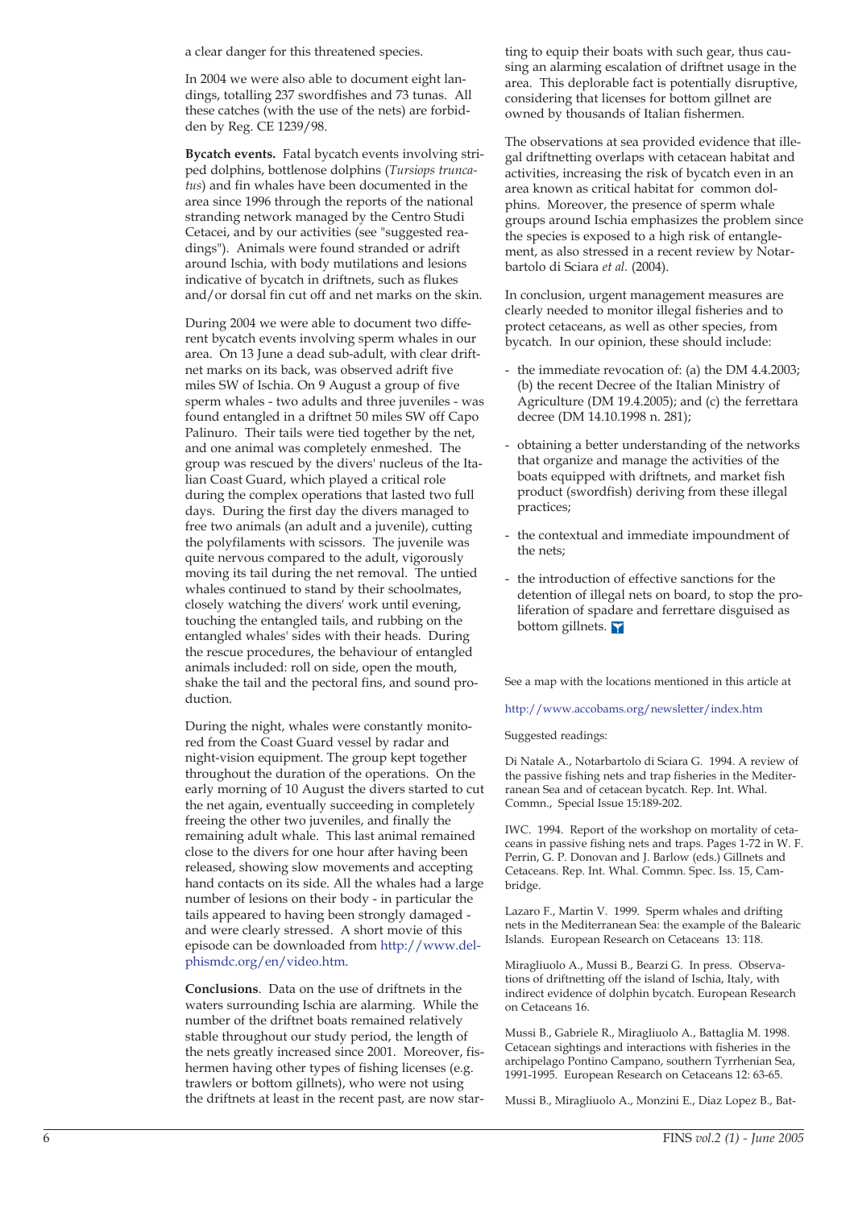a clear danger for this threatened species.

In 2004 we were also able to document eight landings, totalling 237 swordfishes and 73 tunas. All these catches (with the use of the nets) are forbidden by Reg. CE 1239/98.

**Bycatch events.** Fatal bycatch events involving striped dolphins, bottlenose dolphins (*Tursiops truncatus*) and fin whales have been documented in the area since 1996 through the reports of the national stranding network managed by the Centro Studi Cetacei, and by our activities (see "suggested readings"). Animals were found stranded or adrift around Ischia, with body mutilations and lesions indicative of bycatch in driftnets, such as flukes and/or dorsal fin cut off and net marks on the skin.

During 2004 we were able to document two different bycatch events involving sperm whales in our area. On 13 June a dead sub-adult, with clear driftnet marks on its back, was observed adrift five miles SW of Ischia. On 9 August a group of five sperm whales - two adults and three juveniles - was found entangled in a driftnet 50 miles SW off Capo Palinuro. Their tails were tied together by the net, and one animal was completely enmeshed. The group was rescued by the divers' nucleus of the Italian Coast Guard, which played a critical role during the complex operations that lasted two full days. During the first day the divers managed to free two animals (an adult and a juvenile), cutting the polyfilaments with scissors. The juvenile was quite nervous compared to the adult, vigorously moving its tail during the net removal. The untied whales continued to stand by their schoolmates, closely watching the divers' work until evening, touching the entangled tails, and rubbing on the entangled whales' sides with their heads. During the rescue procedures, the behaviour of entangled animals included: roll on side, open the mouth, shake the tail and the pectoral fins, and sound production.

During the night, whales were constantly monitored from the Coast Guard vessel by radar and night-vision equipment. The group kept together throughout the duration of the operations. On the early morning of 10 August the divers started to cut the net again, eventually succeeding in completely freeing the other two juveniles, and finally the remaining adult whale. This last animal remained close to the divers for one hour after having been released, showing slow movements and accepting hand contacts on its side. All the whales had a large number of lesions on their body - in particular the tails appeared to having been strongly damaged - and were clearly stressed. A short movie of this episode can be downloaded from http://www.delphismdc.org/en/video.htm.

**Conclusions**. Data on the use of driftnets in the waters surrounding Ischia are alarming. While the number of the driftnet boats remained relatively stable throughout our study period, the length of the nets greatly increased since 2001. Moreover, fishermen having other types of fishing licenses (e.g. trawlers or bottom gillnets), who were not using the driftnets at least in the recent past, are now starting to equip their boats with such gear, thus causing an alarming escalation of driftnet usage in the area. This deplorable fact is potentially disruptive, considering that licenses for bottom gillnet are owned by thousands of Italian fishermen.

The observations at sea provided evidence that illegal driftnetting overlaps with cetacean habitat and activities, increasing the risk of bycatch even in an area known as critical habitat for common dolphins. Moreover, the presence of sperm whale groups around Ischia emphasizes the problem since the species is exposed to a high risk of entanglement, as also stressed in a recent review by Notarbartolo di Sciara *et al.* (2004).

In conclusion, urgent management measures are clearly needed to monitor illegal fisheries and to protect cetaceans, as well as other species, from bycatch. In our opinion, these should include:

- the immediate revocation of: (a) the DM 4.4.2003; (b) the recent Decree of the Italian Ministry of Agriculture (DM 19.4.2005); and (c) the ferrettara decree (DM 14.10.1998 n. 281);
- obtaining a better understanding of the networks that organize and manage the activities of the boats equipped with driftnets, and market fish product (swordfish) deriving from these illegal practices;
- the contextual and immediate impoundment of the nets;
- the introduction of effective sanctions for the detention of illegal nets on board, to stop the proliferation of spadare and ferrettare disguised as bottom gillnets.

See a map with the locations mentioned in this article at

http://www.accobams.org/newsletter/index.htm

Suggested readings:

Di Natale A., Notarbartolo di Sciara G. 1994. A review of the passive fishing nets and trap fisheries in the Mediterranean Sea and of cetacean bycatch. Rep. Int. Whal. Commn., Special Issue 15:189-202.

IWC. 1994. Report of the workshop on mortality of cetaceans in passive fishing nets and traps. Pages 1-72 in W. F. Perrin, G. P. Donovan and J. Barlow (eds.) Gillnets and Cetaceans. Rep. Int. Whal. Commn. Spec. Iss. 15, Cambridge.

Lazaro F., Martin V. 1999. Sperm whales and drifting nets in the Mediterranean Sea: the example of the Balearic Islands. European Research on Cetaceans 13: 118.

Miragliuolo A., Mussi B., Bearzi G. In press. Observations of driftnetting off the island of Ischia, Italy, with indirect evidence of dolphin bycatch. European Research on Cetaceans 16.

Mussi B., Gabriele R., Miragliuolo A., Battaglia M. 1998. Cetacean sightings and interactions with fisheries in the archipelago Pontino Campano, southern Tyrrhenian Sea, 1991-1995. European Research on Cetaceans 12: 63-65.

Mussi B., Miragliuolo A., Monzini E., Diaz Lopez B., Bat-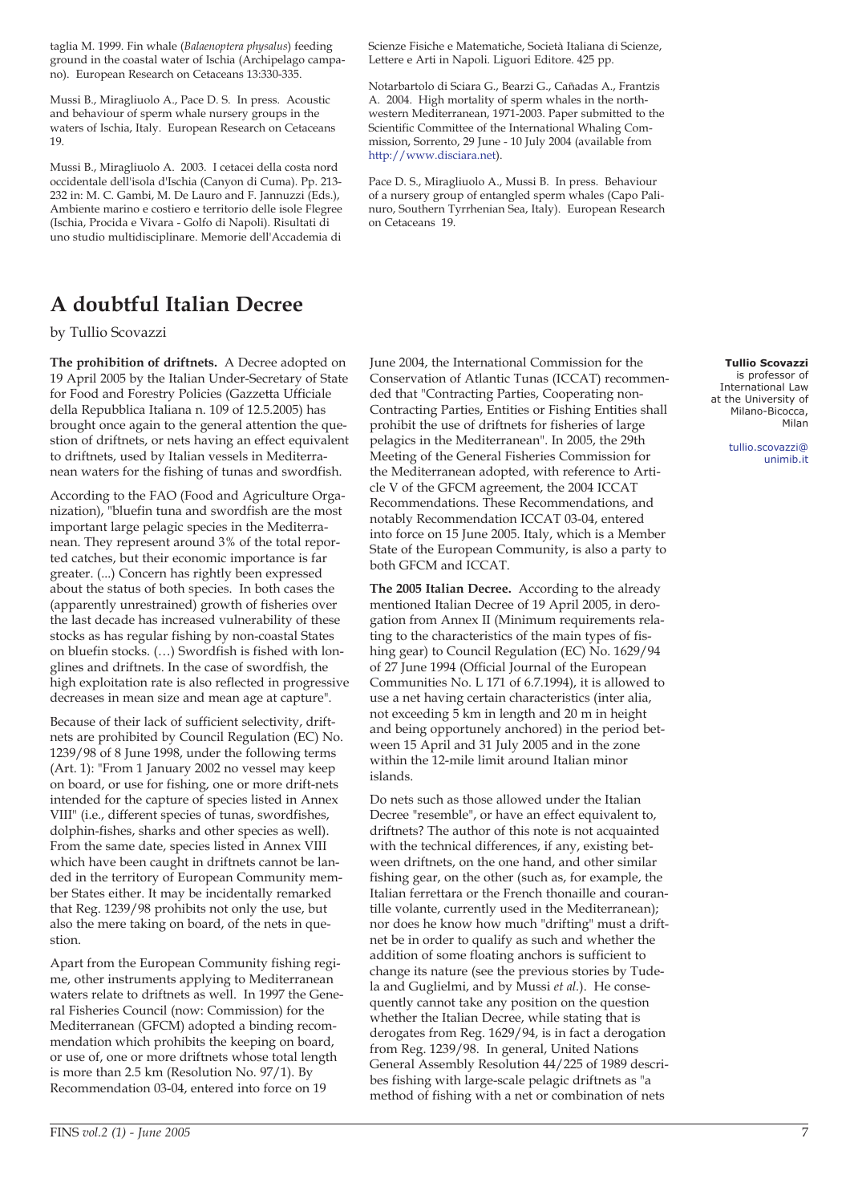taglia M. 1999. Fin whale (*Balaenoptera physalus*) feeding ground in the coastal water of Ischia (Archipelago campano). European Research on Cetaceans 13:330-335.

Mussi B., Miragliuolo A., Pace D. S. In press. Acoustic and behaviour of sperm whale nursery groups in the waters of Ischia, Italy. European Research on Cetaceans 19.

Mussi B., Miragliuolo A. 2003. I cetacei della costa nord occidentale dell'isola d'Ischia (Canyon di Cuma). Pp. 213-232 in: M. C. Gambi, M. De Lauro and F. Jannuzzi (Eds.), Ambiente marino e costiero e territorio delle isole Flegree (Ischia, Procida e Vivara - Golfo di Napoli). Risultati di uno studio multidisciplinare. Memorie dell'Accademia di Scienze Fisiche e Matematiche, Società Italiana di Scienze, Lettere e Arti in Napoli. Liguori Editore. 425 pp.

Notarbartolo di Sciara G., Bearzi G., Cañadas A., Frantzis A. 2004. High mortality of sperm whales in the north-western Mediterranean, 1971-2003. Paper submitted to the Scientific Committee of the International Whaling Commission, Sorrento, 29 June - 10 July 2004 (available from http://www.disciara.net).

Pace D. S., Miragliuolo A., Mussi B. In press. Behaviour of a nursery group of entangled sperm whales (Capo Palinuro, Southern Tyrrhenian Sea, Italy). European Research on Cetaceans 19.

# A doubtful Italian Decree

by Tullio Scovazzi

**Tullio Scovazzi** is professor of International Law at the University of Milano-Bicocca, Milan

tullio.scovazzi@unimib.it

**The prohibition of driftnets.** A Decree adopted on 19 April 2005 by the Italian Under-Secretary of State for Food and Forestry Policies (Gazzetta Ufficiale della Repubblica Italiana n. 109 of 12.5.2005) has brought once again to the general attention the question of driftnets, or nets having an effect equivalent to driftnets, used by Italian vessels in Mediterranean waters for the fishing of tunas and swordfish.

According to the FAO (Food and Agriculture Organization), "bluefin tuna and swordfish are the most important large pelagic species in the Mediterranean. They represent around 3% of the total reported catches, but their economic importance is far greater. (...) Concern has rightly been expressed about the status of both species. In both cases the (apparently unrestrained) growth of fisheries over the last decade has increased vulnerability of these stocks as has regular fishing by non-coastal States on bluefin stocks. (…) Swordfish is fished with longlines and driftnets. In the case of swordfish, the high exploitation rate is also reflected in progressive decreases in mean size and mean age at capture".

Because of their lack of sufficient selectivity, driftnets are prohibited by Council Regulation (EC) No. 1239/98 of 8 June 1998, under the following terms (Art. 1): "From 1 January 2002 no vessel may keep on board, or use for fishing, one or more drift-nets intended for the capture of species listed in Annex VIII" (i.e., different species of tunas, swordfishes, dolphin-fishes, sharks and other species as well). From the same date, species listed in Annex VIII which have been caught in driftnets cannot be landed in the territory of European Community member States either. It may be incidentally remarked that Reg. 1239/98 prohibits not only the use, but also the mere taking on board, of the nets in question.

Apart from the European Community fishing regime, other instruments applying to Mediterranean waters relate to driftnets as well. In 1997 the General Fisheries Council (now: Commission) for the Mediterranean (GFCM) adopted a binding recommendation which prohibits the keeping on board, or use of, one or more driftnets whose total length is more than 2.5 km (Resolution No. 97/1). By Recommendation 03-04, entered into force on 19 June 2004, the International Commission for the Conservation of Atlantic Tunas (ICCAT) recommended that "Contracting Parties, Cooperating non-Contracting Parties, Entities or Fishing Entities shall prohibit the use of driftnets for fisheries of large pelagics in the Mediterranean". In 2005, the 29th Meeting of the General Fisheries Commission for the Mediterranean adopted, with reference to Article V of the GFCM agreement, the 2004 ICCAT Recommendations. These Recommendations, and notably Recommendation ICCAT 03-04, entered into force on 15 June 2005. Italy, which is a Member State of the European Community, is also a party to both GFCM and ICCAT.

**The 2005 Italian Decree.** According to the already mentioned Italian Decree of 19 April 2005, in derogation from Annex II (Minimum requirements relating to the characteristics of the main types of fishing gear) to Council Regulation (EC) No. 1629/94 of 27 June 1994 (Official Journal of the European Communities No. L 171 of 6.7.1994), it is allowed to use a net having certain characteristics (inter alia, not exceeding 5 km in length and 20 m in height and being opportunely anchored) in the period between 15 April and 31 July 2005 and in the zone within the 12-mile limit around Italian minor islands.

Do nets such as those allowed under the Italian Decree "resemble", or have an effect equivalent to, driftnets? The author of this note is not acquainted with the technical differences, if any, existing between driftnets, on the one hand, and other similar fishing gear, on the other (such as, for example, the Italian ferrettara or the French thonaille and courantille volante, currently used in the Mediterranean); nor does he know how much "drifting" must a driftnet be in order to qualify as such and whether the addition of some floating anchors is sufficient to change its nature (see the previous stories by Tudela and Guglielmi, and by Mussi *et al.*). He consequently cannot take any position on the question whether the Italian Decree, while stating that is derogates from Reg. 1629/94, is in fact a derogation from Reg. 1239/98. In general, United Nations General Assembly Resolution 44/225 of 1989 describes fishing with large-scale pelagic driftnets as "a method of fishing with a net or combination of nets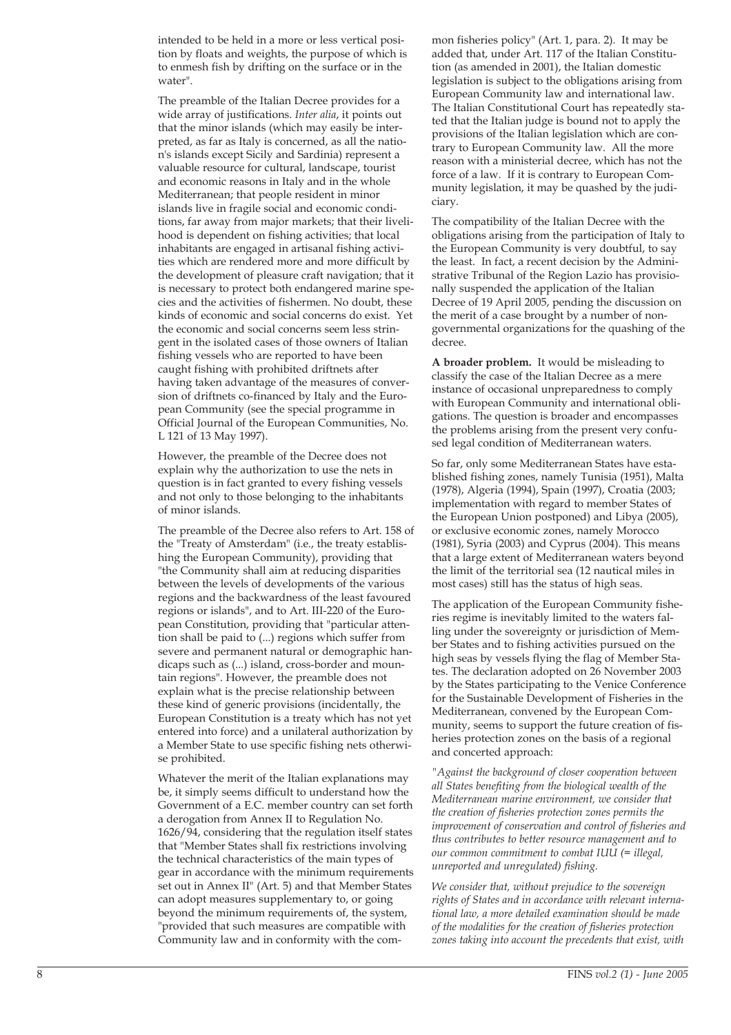intended to be held in a more or less vertical position by floats and weights, the purpose of which is to enmesh fish by drifting on the surface or in the water".

The preamble of the Italian Decree provides for a wide array of justifications. *Inter alia*, it points out that the minor islands (which may easily be interpreted, as far as Italy is concerned, as all the nation's islands except Sicily and Sardinia) represent a valuable resource for cultural, landscape, tourist and economic reasons in Italy and in the whole Mediterranean; that people resident in minor islands live in fragile social and economic conditions, far away from major markets; that their livelihood is dependent on fishing activities; that local inhabitants are engaged in artisanal fishing activities which are rendered more and more difficult by the development of pleasure craft navigation; that it is necessary to protect both endangered marine species and the activities of fishermen. No doubt, these kinds of economic and social concerns do exist. Yet the economic and social concerns seem less stringent in the isolated cases of those owners of Italian fishing vessels who are reported to have been caught fishing with prohibited driftnets after having taken advantage of the measures of conversion of driftnets co-financed by Italy and the European Community (see the special programme in Official Journal of the European Communities, No. L 121 of 13 May 1997).

However, the preamble of the Decree does not explain why the authorization to use the nets in question is in fact granted to every fishing vessels and not only to those belonging to the inhabitants of minor islands.

The preamble of the Decree also refers to Art. 158 of the "Treaty of Amsterdam" (i.e., the treaty establishing the European Community), providing that "the Community shall aim at reducing disparities between the levels of developments of the various regions and the backwardness of the least favoured regions or islands", and to Art. III-220 of the European Constitution, providing that "particular attention shall be paid to (...) regions which suffer from severe and permanent natural or demographic handicaps such as (...) island, cross-border and mountain regions". However, the preamble does not explain what is the precise relationship between these kind of generic provisions (incidentally, the European Constitution is a treaty which has not yet entered into force) and a unilateral authorization by a Member State to use specific fishing nets otherwise prohibited.

Whatever the merit of the Italian explanations may be, it simply seems difficult to understand how the Government of a E.C. member country can set forth a derogation from Annex II to Regulation No. 1626/94, considering that the regulation itself states that "Member States shall fix restrictions involving the technical characteristics of the main types of gear in accordance with the minimum requirements set out in Annex II" (Art. 5) and that Member States can adopt measures supplementary to, or going beyond the minimum requirements of, the system, "provided that such measures are compatible with Community law and in conformity with the common fisheries policy" (Art. 1, para. 2). It may be added that, under Art. 117 of the Italian Constitution (as amended in 2001), the Italian domestic legislation is subject to the obligations arising from European Community law and international law. The Italian Constitutional Court has repeatedly stated that the Italian judge is bound not to apply the provisions of the Italian legislation which are contrary to European Community law. All the more reason with a ministerial decree, which has not the force of a law. If it is contrary to European Community legislation, it may be quashed by the judiciary.

The compatibility of the Italian Decree with the obligations arising from the participation of Italy to the European Community is very doubtful, to say the least. In fact, a recent decision by the Administrative Tribunal of the Region Lazio has provisionally suspended the application of the Italian Decree of 19 April 2005, pending the discussion on the merit of a case brought by a number of non-governmental organizations for the quashing of the decree.

**A broader problem.** It would be misleading to classify the case of the Italian Decree as a mere instance of occasional unpreparedness to comply with European Community and international obligations. The question is broader and encompasses the problems arising from the present very confused legal condition of Mediterranean waters.

So far, only some Mediterranean States have established fishing zones, namely Tunisia (1951), Malta (1978), Algeria (1994), Spain (1997), Croatia (2003; implementation with regard to member States of the European Union postponed) and Libya (2005), or exclusive economic zones, namely Morocco (1981), Syria (2003) and Cyprus (2004). This means that a large extent of Mediterranean waters beyond the limit of the territorial sea (12 nautical miles in most cases) still has the status of high seas.

The application of the European Community fisheries regime is inevitably limited to the waters falling under the sovereignty or jurisdiction of Member States and to fishing activities pursued on the high seas by vessels flying the flag of Member States. The declaration adopted on 26 November 2003 by the States participating to the Venice Conference for the Sustainable Development of Fisheries in the Mediterranean, convened by the European Community, seems to support the future creation of fisheries protection zones on the basis of a regional and concerted approach:

*"Against the background of closer cooperation between all States benefiting from the biological wealth of the Mediterranean marine environment, we consider that the creation of fisheries protection zones permits the improvement of conservation and control of fisheries and thus contributes to better resource management and to our common commitment to combat IUU (= illegal, unreported and unregulated) fishing.*

*We consider that, without prejudice to the sovereign rights of States and in accordance with relevant international law, a more detailed examination should be made of the modalities for the creation of fisheries protection zones taking into account the precedents that exist, with*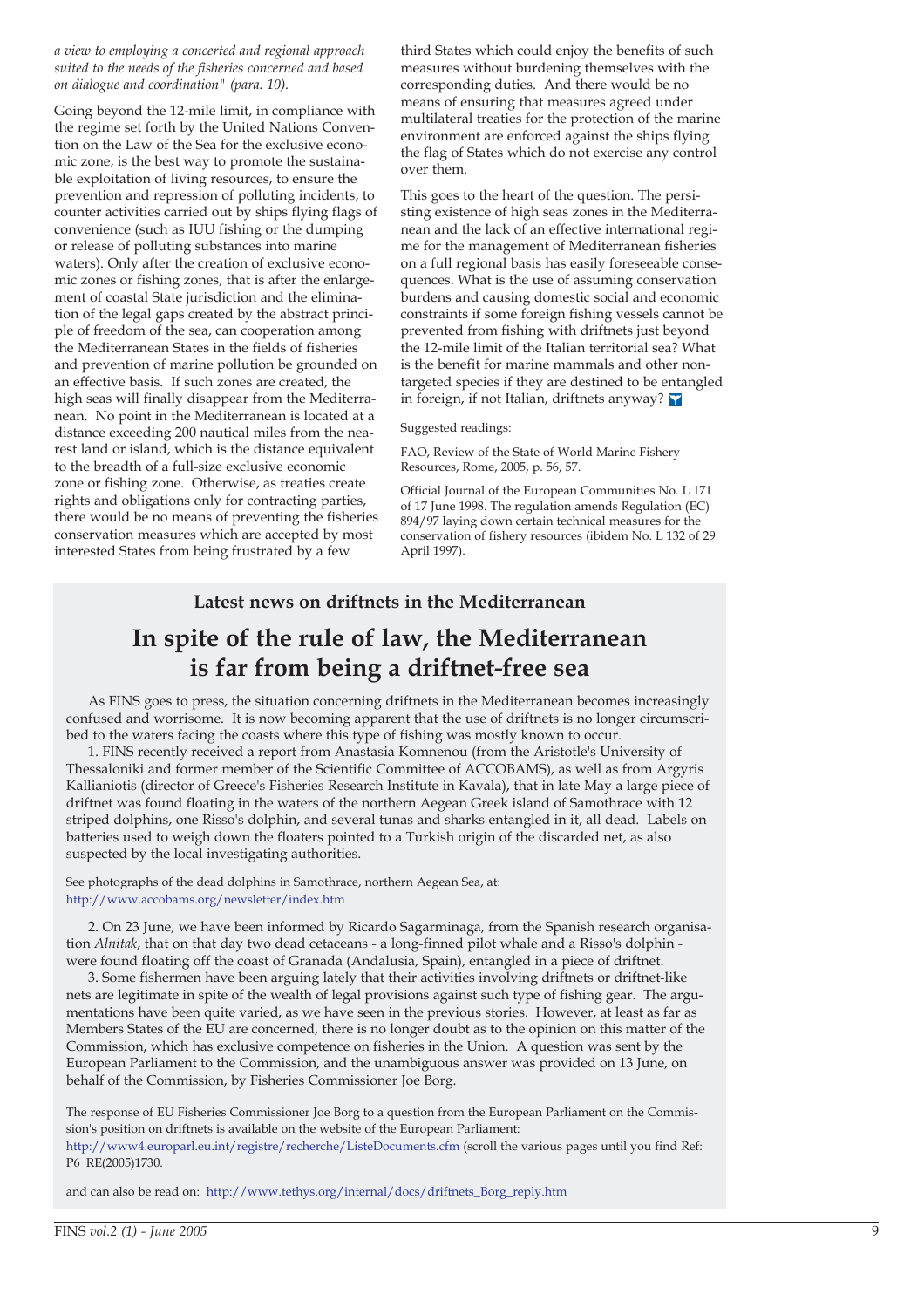*a view to employing a concerted and regional approach suited to the needs of the fisheries concerned and based on dialogue and coordination" (para. 10).*

Going beyond the 12-mile limit, in compliance with the regime set forth by the United Nations Convention on the Law of the Sea for the exclusive economic zone, is the best way to promote the sustainable exploitation of living resources, to ensure the prevention and repression of polluting incidents, to counter activities carried out by ships flying flags of convenience (such as IUU fishing or the dumping or release of polluting substances into marine waters). Only after the creation of exclusive economic zones or fishing zones, that is after the enlargement of coastal State jurisdiction and the elimination of the legal gaps created by the abstract principle of freedom of the sea, can cooperation among the Mediterranean States in the fields of fisheries and prevention of marine pollution be grounded on an effective basis. If such zones are created, the high seas will finally disappear from the Mediterranean. No point in the Mediterranean is located at a distance exceeding 200 nautical miles from the nearest land or island, which is the distance equivalent to the breadth of a full-size exclusive economic zone or fishing zone. Otherwise, as treaties create rights and obligations only for contracting parties, there would be no means of preventing the fisheries conservation measures which are accepted by most interested States from being frustrated by a few third States which could enjoy the benefits of such measures without burdening themselves with the corresponding duties. And there would be no means of ensuring that measures agreed under multilateral treaties for the protection of the marine environment are enforced against the ships flying the flag of States which do not exercise any control over them.

This goes to the heart of the question. The persisting existence of high seas zones in the Mediterranean and the lack of an effective international regime for the management of Mediterranean fisheries on a full regional basis has easily foreseeable consequences. What is the use of assuming conservation burdens and causing domestic social and economic constraints if some foreign fishing vessels cannot be prevented from fishing with driftnets just beyond the 12-mile limit of the Italian territorial sea? What is the benefit for marine mammals and other non-targeted species if they are destined to be entangled in foreign, if not Italian, driftnets anyway?

Suggested readings:

FAO, Review of the State of World Marine Fishery Resources, Rome, 2005, p. 56, 57.

Official Journal of the European Communities No. L 171 of 17 June 1998. The regulation amends Regulation (EC) 894/97 laying down certain technical measures for the conservation of fishery resources (ibidem No. L 132 of 29 April 1997).

### Latest news on driftnets in the Mediterranean

## In spite of the rule of law, the Mediterranean is far from being a driftnet-free sea

As FINS goes to press, the situation concerning driftnets in the Mediterranean becomes increasingly confused and worrisome. It is now becoming apparent that the use of driftnets is no longer circumscribed to the waters facing the coasts where this type of fishing was mostly known to occur.

1. FINS recently received a report from Anastasia Komnenou (from the Aristotle's University of Thessaloniki and former member of the Scientific Committee of ACCOBAMS), as well as from Argyris Kallianiotis (director of Greece's Fisheries Research Institute in Kavala), that in late May a large piece of driftnet was found floating in the waters of the northern Aegean Greek island of Samothrace with 12 striped dolphins, one Risso's dolphin, and several tunas and sharks entangled in it, all dead. Labels on batteries used to weigh down the floaters pointed to a Turkish origin of the discarded net, as also suspected by the local investigating authorities.

See photographs of the dead dolphins in Samothrace, northern Aegean Sea, at: http://www.accobams.org/newsletter/index.htm

2. On 23 June, we have been informed by Ricardo Sagarminaga, from the Spanish research organisation *Alnitak*, that on that day two dead cetaceans - a long-finned pilot whale and a Risso's dolphin - were found floating off the coast of Granada (Andalusia, Spain), entangled in a piece of driftnet.

3. Some fishermen have been arguing lately that their activities involving driftnets or driftnet-like nets are legitimate in spite of the wealth of legal provisions against such type of fishing gear. The argumentations have been quite varied, as we have seen in the previous stories. However, at least as far as Members States of the EU are concerned, there is no longer doubt as to the opinion on this matter of the Commission, which has exclusive competence on fisheries in the Union. A question was sent by the European Parliament to the Commission, and the unambiguous answer was provided on 13 June, on behalf of the Commission, by Fisheries Commissioner Joe Borg.

The response of EU Fisheries Commissioner Joe Borg to a question from the European Parliament on the Commission's position on driftnets is available on the website of the European Parliament: http://www4.europarl.eu.int/registre/recherche/ListeDocuments.cfm (scroll the various pages until you find Ref: P6_RE(2005)1730.

and can also be read on: http://www.tethys.org/internal/docs/driftnets_Borg_reply.htm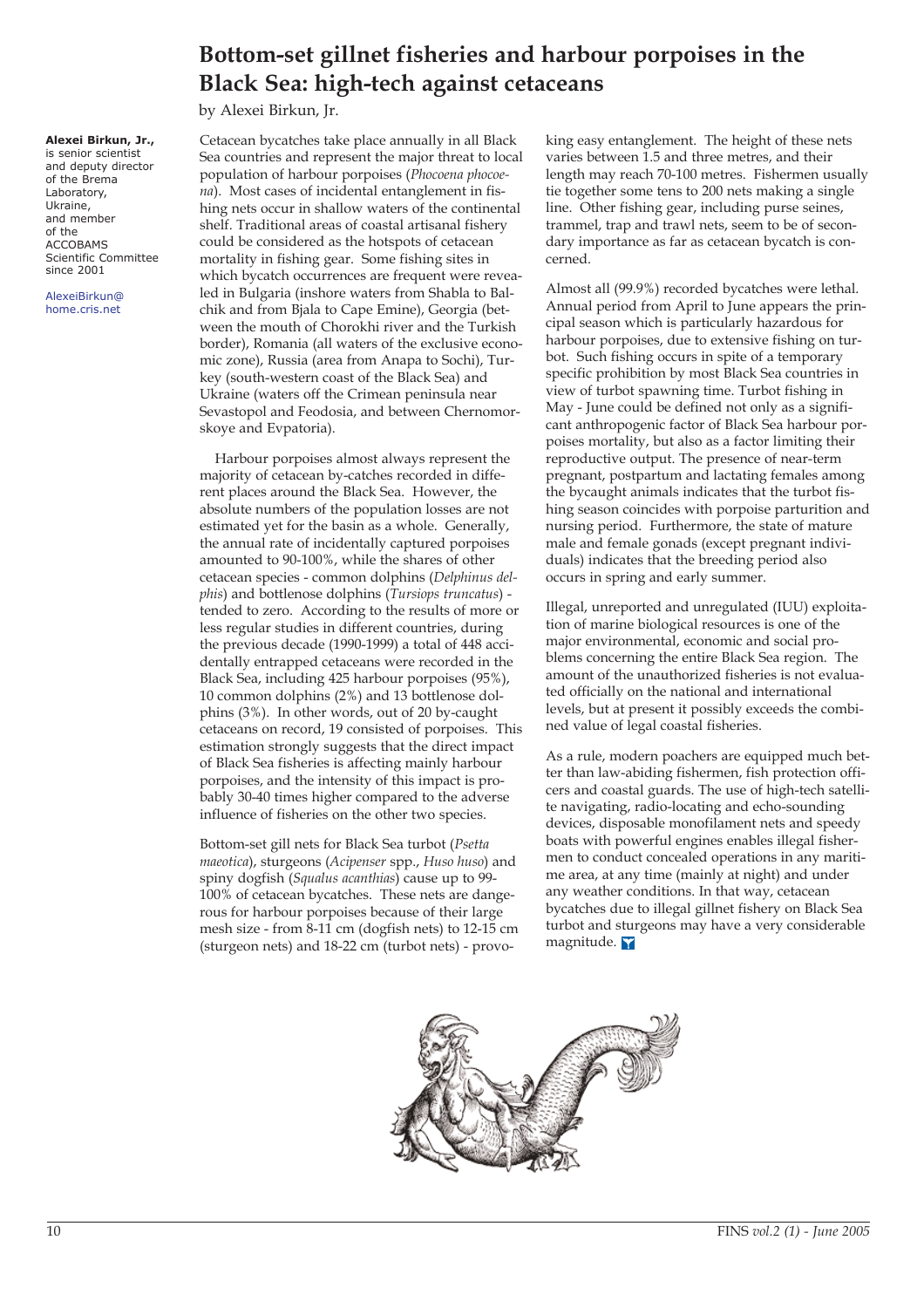# Bottom-set gillnet fisheries and harbour porpoises in the Black Sea: high-tech against cetaceans

by Alexei Birkun, Jr.

**Alexei Birkun, Jr.,** is senior scientist and deputy director of the Brema Laboratory, Ukraine, and member of the ACCOBAMS Scientific Committee since 2001

AlexeiBirkun@home.cris.net

Cetacean bycatches take place annually in all Black Sea countries and represent the major threat to local population of harbour porpoises (*Phocoena phocoena*). Most cases of incidental entanglement in fishing nets occur in shallow waters of the continental shelf. Traditional areas of coastal artisanal fishery could be considered as the hotspots of cetacean mortality in fishing gear. Some fishing sites in which bycatch occurrences are frequent were revealed in Bulgaria (inshore waters from Shabla to Balchik and from Bjala to Cape Emine), Georgia (between the mouth of Chorokhi river and the Turkish border), Romania (all waters of the exclusive economic zone), Russia (area from Anapa to Sochi), Turkey (south-western coast of the Black Sea) and Ukraine (waters off the Crimean peninsula near Sevastopol and Feodosia, and between Chernomorskoye and Evpatoria).

Harbour porpoises almost always represent the majority of cetacean by-catches recorded in different places around the Black Sea. However, the absolute numbers of the population losses are not estimated yet for the basin as a whole. Generally, the annual rate of incidentally captured porpoises amounted to 90-100%, while the shares of other cetacean species - common dolphins (*Delphinus delphis*) and bottlenose dolphins (*Tursiops truncatus*) - tended to zero. According to the results of more or less regular studies in different countries, during the previous decade (1990-1999) a total of 448 accidentally entrapped cetaceans were recorded in the Black Sea, including 425 harbour porpoises (95%), 10 common dolphins (2%) and 13 bottlenose dolphins (3%). In other words, out of 20 by-caught cetaceans on record, 19 consisted of porpoises. This estimation strongly suggests that the direct impact of Black Sea fisheries is affecting mainly harbour porpoises, and the intensity of this impact is probably 30-40 times higher compared to the adverse influence of fisheries on the other two species.

Bottom-set gill nets for Black Sea turbot (*Psetta maeotica*), sturgeons (*Acipenser* spp., *Huso huso*) and spiny dogfish (*Squalus acanthias*) cause up to 99-100% of cetacean bycatches. These nets are dangerous for harbour porpoises because of their large mesh size - from 8-11 cm (dogfish nets) to 12-15 cm (sturgeon nets) and 18-22 cm (turbot nets) - provoking easy entanglement. The height of these nets varies between 1.5 and three metres, and their length may reach 70-100 metres. Fishermen usually tie together some tens to 200 nets making a single line. Other fishing gear, including purse seines, trammel, trap and trawl nets, seem to be of secondary importance as far as cetacean bycatch is concerned.

Almost all (99.9%) recorded bycatches were lethal. Annual period from April to June appears the principal season which is particularly hazardous for harbour porpoises, due to extensive fishing on turbot. Such fishing occurs in spite of a temporary specific prohibition by most Black Sea countries in view of turbot spawning time. Turbot fishing in May - June could be defined not only as a significant anthropogenic factor of Black Sea harbour porpoises mortality, but also as a factor limiting their reproductive output. The presence of near-term pregnant, postpartum and lactating females among the bycaught animals indicates that the turbot fishing season coincides with porpoise parturition and nursing period. Furthermore, the state of mature male and female gonads (except pregnant individuals) indicates that the breeding period also occurs in spring and early summer.

Illegal, unreported and unregulated (IUU) exploitation of marine biological resources is one of the major environmental, economic and social problems concerning the entire Black Sea region. The amount of the unauthorized fisheries is not evaluated officially on the national and international levels, but at present it possibly exceeds the combined value of legal coastal fisheries.

As a rule, modern poachers are equipped much better than law-abiding fishermen, fish protection officers and coastal guards. The use of high-tech satellite navigating, radio-locating and echo-sounding devices, disposable monofilament nets and speedy boats with powerful engines enables illegal fishermen to conduct concealed operations in any maritime area, at any time (mainly at night) and under any weather conditions. In that way, cetacean bycatches due to illegal gillnet fishery on Black Sea turbot and sturgeons may have a very considerable magnitude.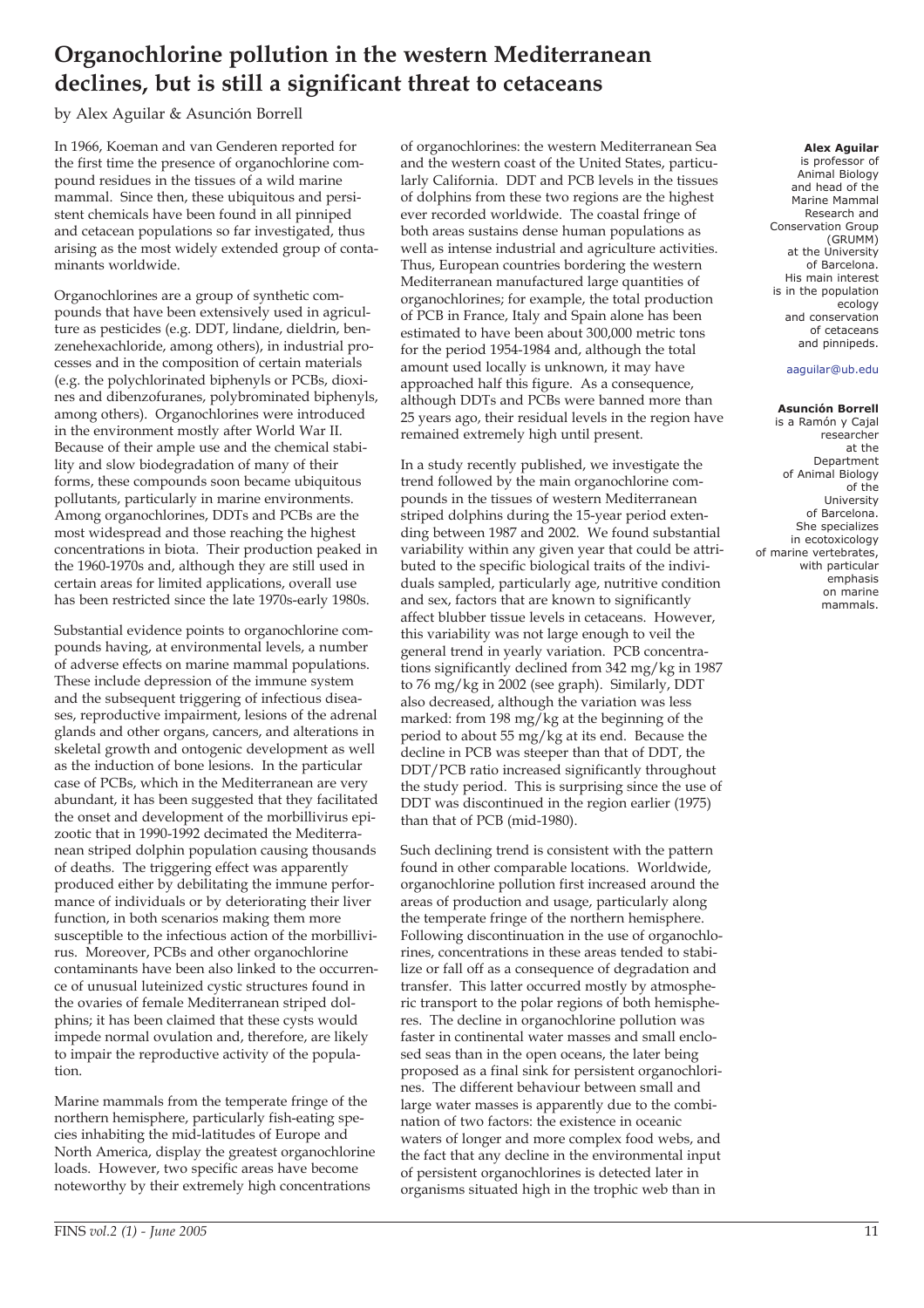# Organochlorine pollution in the western Mediterranean declines, but is still a significant threat to cetaceans

by Alex Aguilar & Asunción Borrell

In 1966, Koeman and van Genderen reported for the first time the presence of organochlorine compound residues in the tissues of a wild marine mammal. Since then, these ubiquitous and persistent chemicals have been found in all pinniped and cetacean populations so far investigated, thus arising as the most widely extended group of contaminants worldwide.

Organochlorines are a group of synthetic compounds that have been extensively used in agriculture as pesticides (e.g. DDT, lindane, dieldrin, benzenehexachloride, among others), in industrial processes and in the composition of certain materials (e.g. the polychlorinated biphenyls or PCBs, dioxines and dibenzofuranes, polybrominated biphenyls, among others). Organochlorines were introduced in the environment mostly after World War II. Because of their ample use and the chemical stability and slow biodegradation of many of their forms, these compounds soon became ubiquitous pollutants, particularly in marine environments. Among organochlorines, DDTs and PCBs are the most widespread and those reaching the highest concentrations in biota. Their production peaked in the 1960-1970s and, although they are still used in certain areas for limited applications, overall use has been restricted since the late 1970s-early 1980s.

Substantial evidence points to organochlorine compounds having, at environmental levels, a number of adverse effects on marine mammal populations. These include depression of the immune system and the subsequent triggering of infectious diseases, reproductive impairment, lesions of the adrenal glands and other organs, cancers, and alterations in skeletal growth and ontogenic development as well as the induction of bone lesions. In the particular case of PCBs, which in the Mediterranean are very abundant, it has been suggested that they facilitated the onset and development of the morbillivirus epizootic that in 1990-1992 decimated the Mediterranean striped dolphin population causing thousands of deaths. The triggering effect was apparently produced either by debilitating the immune performance of individuals or by deteriorating their liver function, in both scenarios making them more susceptible to the infectious action of the morbillivirus. Moreover, PCBs and other organochlorine contaminants have been also linked to the occurrence of unusual luteinized cystic structures found in the ovaries of female Mediterranean striped dolphins; it has been claimed that these cysts would impede normal ovulation and, therefore, are likely to impair the reproductive activity of the population.

Marine mammals from the temperate fringe of the northern hemisphere, particularly fish-eating species inhabiting the mid-latitudes of Europe and North America, display the greatest organochlorine loads. However, two specific areas have become noteworthy by their extremely high concentrations of organochlorines: the western Mediterranean Sea and the western coast of the United States, particularly California. DDT and PCB levels in the tissues of dolphins from these two regions are the highest ever recorded worldwide. The coastal fringe of both areas sustains dense human populations as well as intense industrial and agriculture activities. Thus, European countries bordering the western Mediterranean manufactured large quantities of organochlorines; for example, the total production of PCB in France, Italy and Spain alone has been estimated to have been about 300,000 metric tons for the period 1954-1984 and, although the total amount used locally is unknown, it may have approached half this figure. As a consequence, although DDTs and PCBs were banned more than 25 years ago, their residual levels in the region have remained extremely high until present.

In a study recently published, we investigate the trend followed by the main organochlorine compounds in the tissues of western Mediterranean striped dolphins during the 15-year period extending between 1987 and 2002. We found substantial variability within any given year that could be attributed to the specific biological traits of the individuals sampled, particularly age, nutritive condition and sex, factors that are known to significantly affect blubber tissue levels in cetaceans. However, this variability was not large enough to veil the general trend in yearly variation. PCB concentrations significantly declined from 342 mg/kg in 1987 to 76 mg/kg in 2002 (see graph). Similarly, DDT also decreased, although the variation was less marked: from 198 mg/kg at the beginning of the period to about 55 mg/kg at its end. Because the decline in PCB was steeper than that of DDT, the DDT/PCB ratio increased significantly throughout the study period. This is surprising since the use of DDT was discontinued in the region earlier (1975) than that of PCB (mid-1980).

Such declining trend is consistent with the pattern found in other comparable locations. Worldwide, organochlorine pollution first increased around the areas of production and usage, particularly along the temperate fringe of the northern hemisphere. Following discontinuation in the use of organochlorines, concentrations in these areas tended to stabilize or fall off as a consequence of degradation and transfer. This latter occurred mostly by atmospheric transport to the polar regions of both hemispheres. The decline in organochlorine pollution was faster in continental water masses and small enclosed seas than in the open oceans, the later being proposed as a final sink for persistent organochlorines. The different behaviour between small and large water masses is apparently due to the combination of two factors: the existence in oceanic waters of longer and more complex food webs, and the fact that any decline in the environmental input of persistent organochlorines is detected later in organisms situated high in the trophic web than in

**Alex Aguilar** is professor of Animal Biology and head of the Marine Mammal Research and Conservation Group (GRUMM) at the University of Barcelona. His main interest is in the population ecology and conservation of cetaceans and pinnipeds.

aaguilar@ub.edu

**Asunción Borrell** is a Ramón y Cajal researcher at the Department of Animal Biology of the University of Barcelona. She specializes in ecotoxicology of marine vertebrates, with particular emphasis on marine mammals.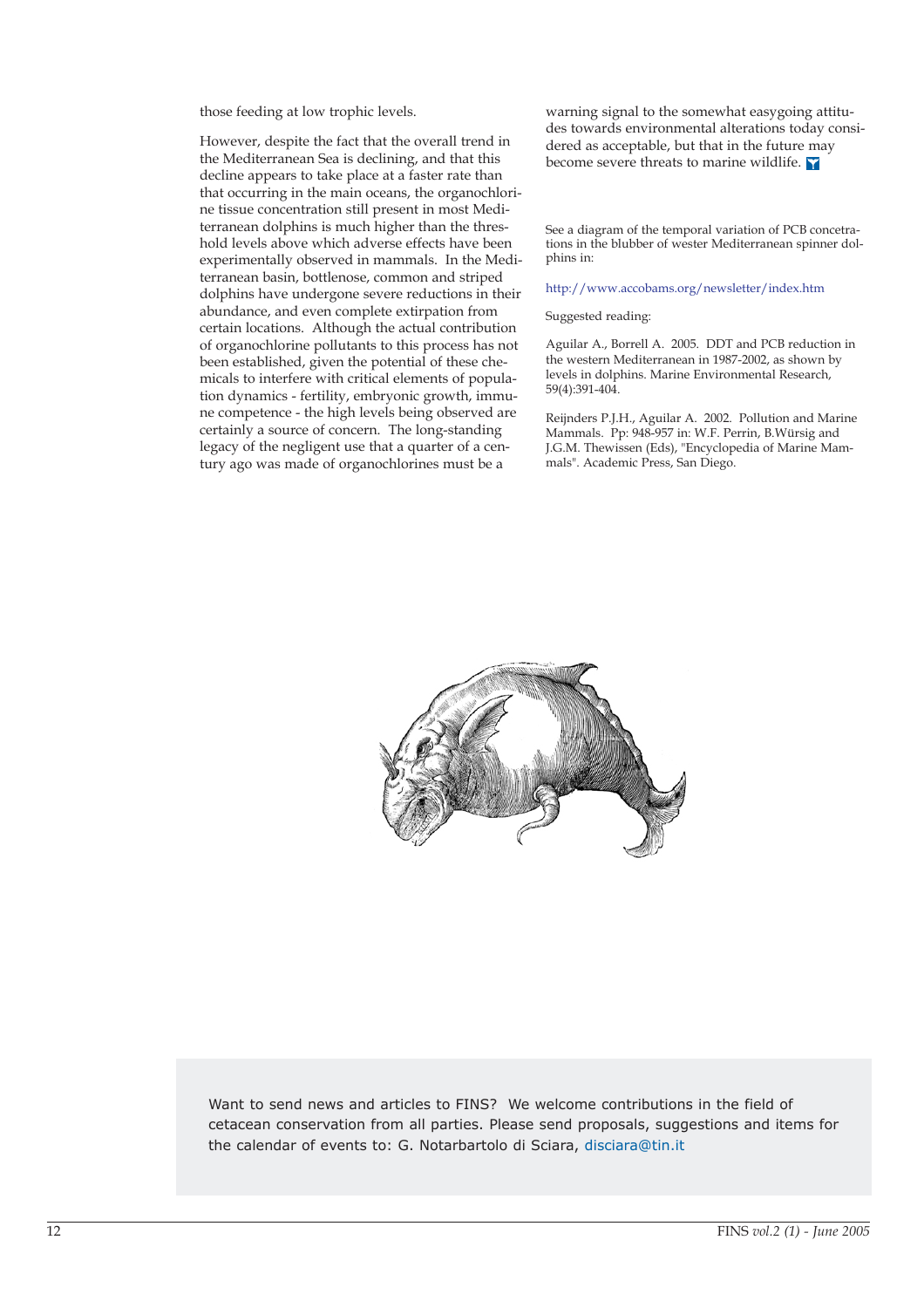those feeding at low trophic levels.

However, despite the fact that the overall trend in the Mediterranean Sea is declining, and that this decline appears to take place at a faster rate than that occurring in the main oceans, the organochlorine tissue concentration still present in most Mediterranean dolphins is much higher than the threshold levels above which adverse effects have been experimentally observed in mammals. In the Mediterranean basin, bottlenose, common and striped dolphins have undergone severe reductions in their abundance, and even complete extirpation from certain locations. Although the actual contribution of organochlorine pollutants to this process has not been established, given the potential of these chemicals to interfere with critical elements of population dynamics - fertility, embryonic growth, immune competence - the high levels being observed are certainly a source of concern. The long-standing legacy of the negligent use that a quarter of a century ago was made of organochlorines must be a warning signal to the somewhat easygoing attitudes towards environmental alterations today considered as acceptable, but that in the future may become severe threats to marine wildlife.

See a diagram of the temporal variation of PCB concetrations in the blubber of wester Mediterranean spinner dolphins in:

http://www.accobams.org/newsletter/index.htm

Suggested reading:

Aguilar A., Borrell A. 2005. DDT and PCB reduction in the western Mediterranean in 1987-2002, as shown by levels in dolphins. Marine Environmental Research, 59(4):391-404.

Reijnders P.J.H., Aguilar A. 2002. Pollution and Marine Mammals. Pp: 948-957 in: W.F. Perrin, B.Würsig and J.G.M. Thewissen (Eds), "Encyclopedia of Marine Mammals". Academic Press, San Diego.

Want to send news and articles to FINS? We welcome contributions in the field of cetacean conservation from all parties. Please send proposals, suggestions and items for the calendar of events to: G. Notarbartolo di Sciara, disciara@tin.it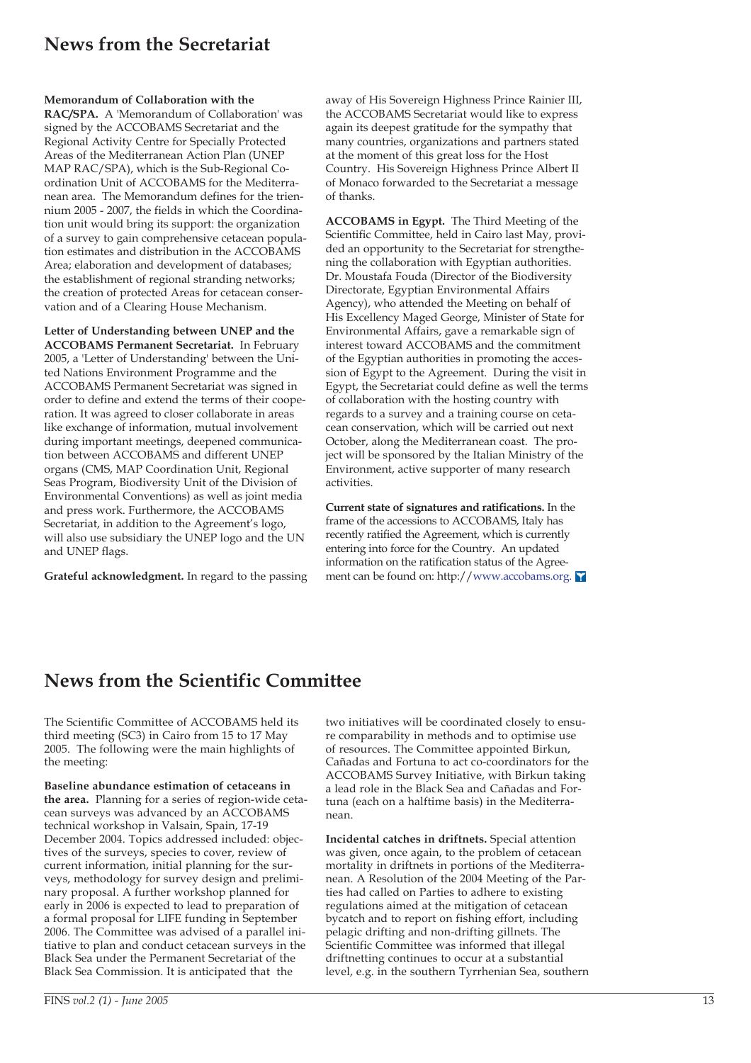## News from the Secretariat

**Memorandum of Collaboration with the RAC/SPA.** A 'Memorandum of Collaboration' was signed by the ACCOBAMS Secretariat and the Regional Activity Centre for Specially Protected Areas of the Mediterranean Action Plan (UNEP MAP RAC/SPA), which is the Sub-Regional Co-ordination Unit of ACCOBAMS for the Mediterranean area. The Memorandum defines for the triennium 2005 - 2007, the fields in which the Coordination unit would bring its support: the organization of a survey to gain comprehensive cetacean population estimates and distribution in the ACCOBAMS Area; elaboration and development of databases; the establishment of regional stranding networks; the creation of protected Areas for cetacean conservation and of a Clearing House Mechanism.

**Letter of Understanding between UNEP and the ACCOBAMS Permanent Secretariat.** In February 2005, a 'Letter of Understanding' between the United Nations Environment Programme and the ACCOBAMS Permanent Secretariat was signed in order to define and extend the terms of their cooperation. It was agreed to closer collaborate in areas like exchange of information, mutual involvement during important meetings, deepened communication between ACCOBAMS and different UNEP organs (CMS, MAP Coordination Unit, Regional Seas Program, Biodiversity Unit of the Division of Environmental Conventions) as well as joint media and press work. Furthermore, the ACCOBAMS Secretariat, in addition to the Agreement's logo, will also use subsidiary the UNEP logo and the UN and UNEP flags.

**Grateful acknowledgment.** In regard to the passing away of His Sovereign Highness Prince Rainier III, the ACCOBAMS Secretariat would like to express again its deepest gratitude for the sympathy that many countries, organizations and partners stated at the moment of this great loss for the Host Country. His Sovereign Highness Prince Albert II of Monaco forwarded to the Secretariat a message of thanks.

**ACCOBAMS in Egypt.** The Third Meeting of the Scientific Committee, held in Cairo last May, provided an opportunity to the Secretariat for strengthening the collaboration with Egyptian authorities. Dr. Moustafa Fouda (Director of the Biodiversity Directorate, Egyptian Environmental Affairs Agency), who attended the Meeting on behalf of His Excellency Maged George, Minister of State for Environmental Affairs, gave a remarkable sign of interest toward ACCOBAMS and the commitment of the Egyptian authorities in promoting the accession of Egypt to the Agreement. During the visit in Egypt, the Secretariat could define as well the terms of collaboration with the hosting country with regards to a survey and a training course on cetacean conservation, which will be carried out next October, along the Mediterranean coast. The project will be sponsored by the Italian Ministry of the Environment, active supporter of many research activities.

**Current state of signatures and ratifications.** In the frame of the accessions to ACCOBAMS, Italy has recently ratified the Agreement, which is currently entering into force for the Country. An updated information on the ratification status of the Agreement can be found on: http://www.accobams.org.

## News from the Scientific Committee

The Scientific Committee of ACCOBAMS held its third meeting (SC3) in Cairo from 15 to 17 May 2005. The following were the main highlights of the meeting:

**Baseline abundance estimation of cetaceans in the area.** Planning for a series of region-wide cetacean surveys was advanced by an ACCOBAMS technical workshop in Valsain, Spain, 17-19 December 2004. Topics addressed included: objectives of the surveys, species to cover, review of current information, initial planning for the surveys, methodology for survey design and preliminary proposal. A further workshop planned for early in 2006 is expected to lead to preparation of a formal proposal for LIFE funding in September 2006. The Committee was advised of a parallel initiative to plan and conduct cetacean surveys in the Black Sea under the Permanent Secretariat of the Black Sea Commission. It is anticipated that the two initiatives will be coordinated closely to ensure comparability in methods and to optimise use of resources. The Committee appointed Birkun, Cañadas and Fortuna to act co-coordinators for the ACCOBAMS Survey Initiative, with Birkun taking a lead role in the Black Sea and Cañadas and Fortuna (each on a halftime basis) in the Mediterranean.

**Incidental catches in driftnets.** Special attention was given, once again, to the problem of cetacean mortality in driftnets in portions of the Mediterranean. A Resolution of the 2004 Meeting of the Parties had called on Parties to adhere to existing regulations aimed at the mitigation of cetacean bycatch and to report on fishing effort, including pelagic drifting and non-drifting gillnets. The Scientific Committee was informed that illegal driftnetting continues to occur at a substantial level, e.g. in the southern Tyrrhenian Sea, southern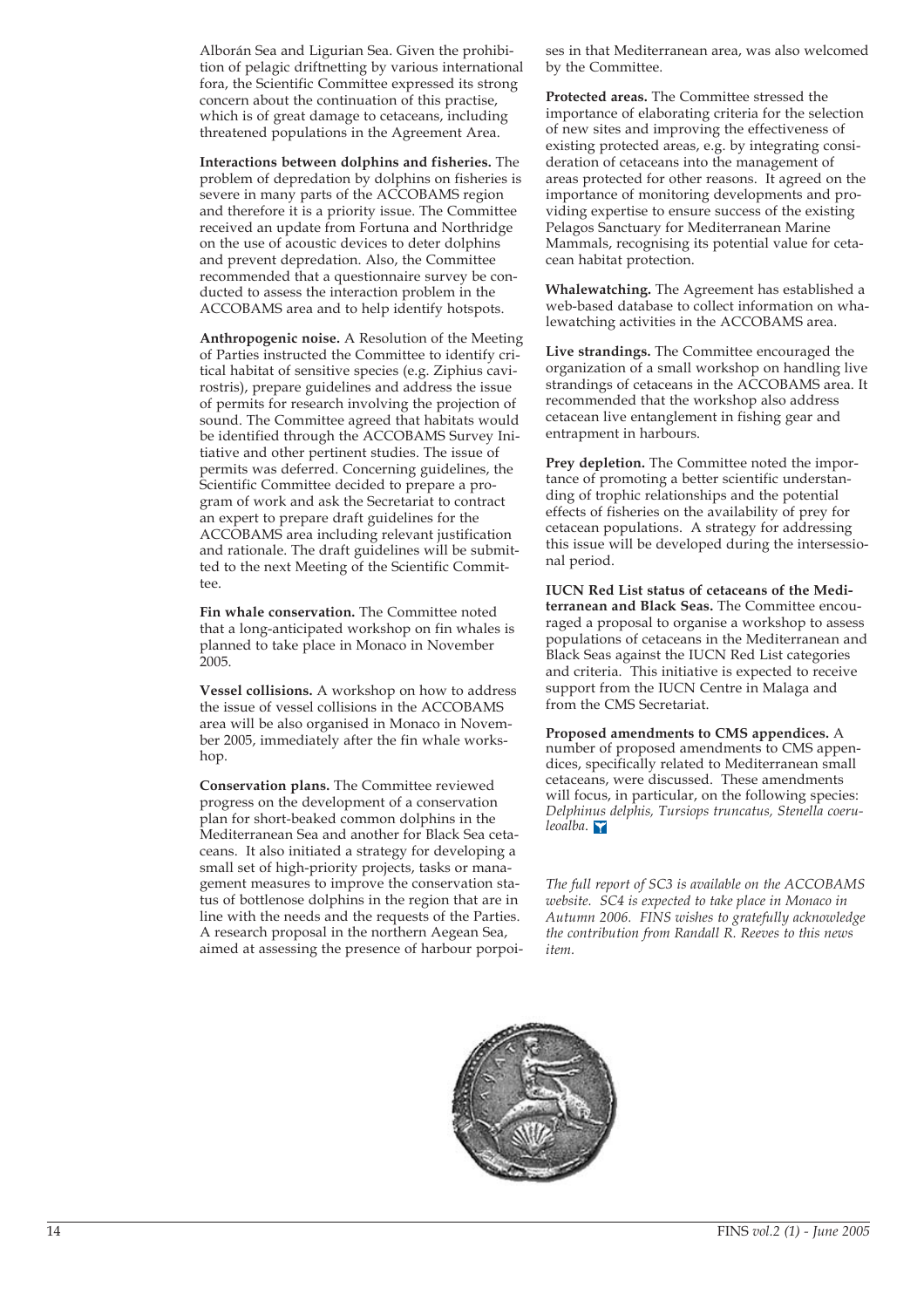Alborán Sea and Ligurian Sea. Given the prohibition of pelagic driftnetting by various international fora, the Scientific Committee expressed its strong concern about the continuation of this practise, which is of great damage to cetaceans, including threatened populations in the Agreement Area.

**Interactions between dolphins and fisheries.** The problem of depredation by dolphins on fisheries is severe in many parts of the ACCOBAMS region and therefore it is a priority issue. The Committee received an update from Fortuna and Northridge on the use of acoustic devices to deter dolphins and prevent depredation. Also, the Committee recommended that a questionnaire survey be conducted to assess the interaction problem in the ACCOBAMS area and to help identify hotspots.

**Anthropogenic noise.** A Resolution of the Meeting of Parties instructed the Committee to identify critical habitat of sensitive species (e.g. Ziphius cavirostris), prepare guidelines and address the issue of permits for research involving the projection of sound. The Committee agreed that habitats would be identified through the ACCOBAMS Survey Initiative and other pertinent studies. The issue of permits was deferred. Concerning guidelines, the Scientific Committee decided to prepare a program of work and ask the Secretariat to contract an expert to prepare draft guidelines for the ACCOBAMS area including relevant justification and rationale. The draft guidelines will be submitted to the next Meeting of the Scientific Committee.

**Fin whale conservation.** The Committee noted that a long-anticipated workshop on fin whales is planned to take place in Monaco in November 2005.

**Vessel collisions.** A workshop on how to address the issue of vessel collisions in the ACCOBAMS area will be also organised in Monaco in November 2005, immediately after the fin whale workshop.

**Conservation plans.** The Committee reviewed progress on the development of a conservation plan for short-beaked common dolphins in the Mediterranean Sea and another for Black Sea cetaceans. It also initiated a strategy for developing a small set of high-priority projects, tasks or management measures to improve the conservation status of bottlenose dolphins in the region that are in line with the needs and the requests of the Parties. A research proposal in the northern Aegean Sea, aimed at assessing the presence of harbour porpoises in that Mediterranean area, was also welcomed by the Committee.

**Protected areas.** The Committee stressed the importance of elaborating criteria for the selection of new sites and improving the effectiveness of existing protected areas, e.g. by integrating consideration of cetaceans into the management of areas protected for other reasons. It agreed on the importance of monitoring developments and providing expertise to ensure success of the existing Pelagos Sanctuary for Mediterranean Marine Mammals, recognising its potential value for cetacean habitat protection.

**Whalewatching.** The Agreement has established a web-based database to collect information on whalewatching activities in the ACCOBAMS area.

**Live strandings.** The Committee encouraged the organization of a small workshop on handling live strandings of cetaceans in the ACCOBAMS area. It recommended that the workshop also address cetacean live entanglement in fishing gear and entrapment in harbours.

**Prey depletion.** The Committee noted the importance of promoting a better scientific understanding of trophic relationships and the potential effects of fisheries on the availability of prey for cetacean populations. A strategy for addressing this issue will be developed during the intersessional period.

**IUCN Red List status of cetaceans of the Mediterranean and Black Seas.** The Committee encouraged a proposal to organise a workshop to assess populations of cetaceans in the Mediterranean and Black Seas against the IUCN Red List categories and criteria. This initiative is expected to receive support from the IUCN Centre in Malaga and from the CMS Secretariat.

**Proposed amendments to CMS appendices.** A number of proposed amendments to CMS appendices, specifically related to Mediterranean small cetaceans, were discussed. These amendments will focus, in particular, on the following species: *Delphinus delphis, Tursiops truncatus, Stenella coeruleoalba*.

*The full report of SC3 is available on the ACCOBAMS website. SC4 is expected to take place in Monaco in Autumn 2006. FINS wishes to gratefully acknowledge the contribution from Randall R. Reeves to this news item.*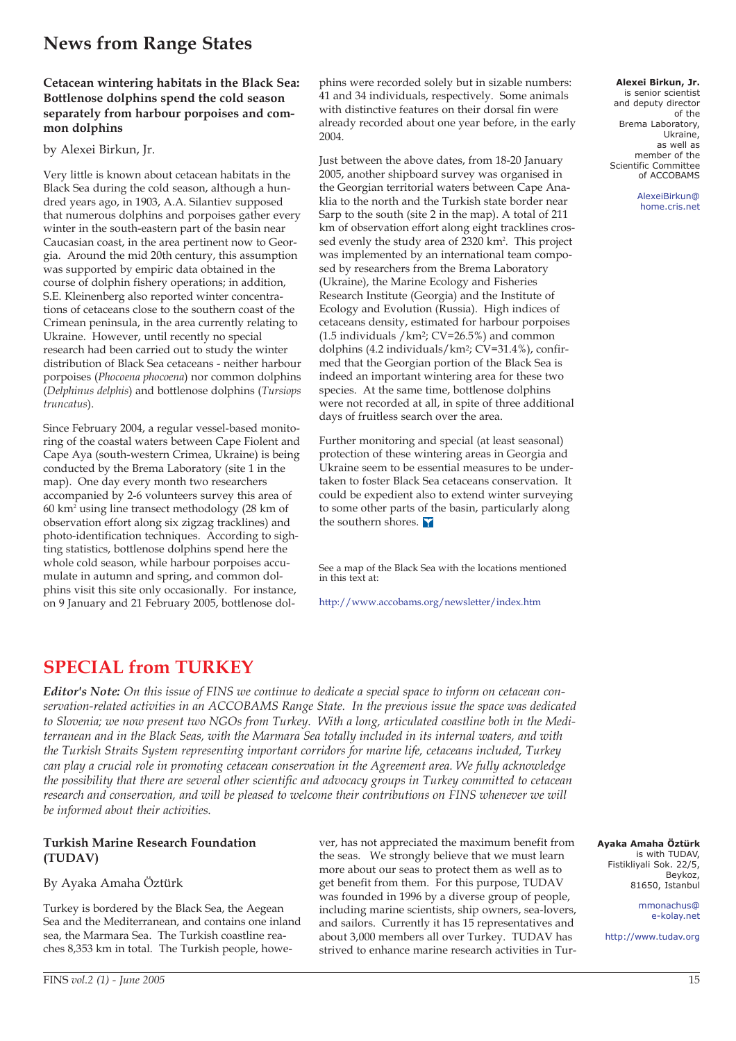# News from Range States

### Cetacean wintering habitats in the Black Sea: Bottlenose dolphins spend the cold season separately from harbour porpoises and common dolphins

by Alexei Birkun, Jr.

Very little is known about cetacean habitats in the Black Sea during the cold season, although a hundred years ago, in 1903, A.A. Silantiev supposed that numerous dolphins and porpoises gather every winter in the south-eastern part of the basin near Caucasian coast, in the area pertinent now to Georgia. Around the mid 20th century, this assumption was supported by empiric data obtained in the course of dolphin fishery operations; in addition, S.E. Kleinenberg also reported winter concentrations of cetaceans close to the southern coast of the Crimean peninsula, in the area currently relating to Ukraine. However, until recently no special research had been carried out to study the winter distribution of Black Sea cetaceans - neither harbour porpoises (*Phocoena phocoena*) nor common dolphins (*Delphinus delphis*) and bottlenose dolphins (*Tursiops truncatus*).

Since February 2004, a regular vessel-based monitoring of the coastal waters between Cape Fiolent and Cape Aya (south-western Crimea, Ukraine) is being conducted by the Brema Laboratory (site 1 in the map). One day every month two researchers accompanied by 2-6 volunteers survey this area of 60 km$^2$ using line transect methodology (28 km of observation effort along six zigzag tracklines) and photo-identification techniques. According to sighting statistics, bottlenose dolphins spend here the whole cold season, while harbour porpoises accumulate in autumn and spring, and common dolphins visit this site only occasionally. For instance, on 9 January and 21 February 2005, bottlenose dolphins were recorded solely but in sizable numbers: 41 and 34 individuals, respectively. Some animals with distinctive features on their dorsal fin were already recorded about one year before, in the early 2004.

Just between the above dates, from 18-20 January 2005, another shipboard survey was organised in the Georgian territorial waters between Cape Anaklia to the north and the Turkish state border near Sarp to the south (site 2 in the map). A total of 211 km of observation effort along eight tracklines crossed evenly the study area of 2320 km$^2$. This project was implemented by an international team composed by researchers from the Brema Laboratory (Ukraine), the Marine Ecology and Fisheries Research Institute (Georgia) and the Institute of Ecology and Evolution (Russia). High indices of cetaceans density, estimated for harbour porpoises (1.5 individuals /km$^2$; CV=26.5%) and common dolphins (4.2 individuals/km$^2$; CV=31.4%), confirmed that the Georgian portion of the Black Sea is indeed an important wintering area for these two species. At the same time, bottlenose dolphins were not recorded at all, in spite of three additional days of fruitless search over the area.

Further monitoring and special (at least seasonal) protection of these wintering areas in Georgia and Ukraine seem to be essential measures to be undertaken to foster Black Sea cetaceans conservation. It could be expedient also to extend winter surveying to some other parts of the basin, particularly along the southern shores.

See a map of the Black Sea with the locations mentioned in this text at:

http://www.accobams.org/newsletter/index.htm

**Alexei Birkun, Jr.** is senior scientist and deputy director of the Brema Laboratory, Ukraine, as well as member of the Scientific Committee of ACCOBAMS

AlexeiBirkun@home.cris.net

# SPECIAL from TURKEY

***Editor's Note:*** *On this issue of FINS we continue to dedicate a special space to inform on cetacean conservation-related activities in an ACCOBAMS Range State. In the previous issue the space was dedicated to Slovenia; we now present two NGOs from Turkey. With a long, articulated coastline both in the Mediterranean and in the Black Seas, with the Marmara Sea totally included in its internal waters, and with the Turkish Straits System representing important corridors for marine life, cetaceans included, Turkey can play a crucial role in promoting cetacean conservation in the Agreement area. We fully acknowledge the possibility that there are several other scientific and advocacy groups in Turkey committed to cetacean research and conservation, and will be pleased to welcome their contributions on FINS whenever we will be informed about their activities.*

### Turkish Marine Research Foundation (TUDAV)

By Ayaka Amaha Öztürk

Turkey is bordered by the Black Sea, the Aegean Sea and the Mediterranean, and contains one inland sea, the Marmara Sea. The Turkish coastline reaches 8,353 km in total. The Turkish people, however, has not appreciated the maximum benefit from the seas. We strongly believe that we must learn more about our seas to protect them as well as to get benefit from them. For this purpose, TUDAV was founded in 1996 by a diverse group of people, including marine scientists, ship owners, sea-lovers, and sailors. Currently it has 15 representatives and about 3,000 members all over Turkey. TUDAV has strived to enhance marine research activities in Tur-

**Ayaka Amaha Öztürk** is with TUDAV, Fistikliyali Sok. 22/5, Beykoz, 81650, Istanbul

mmonachus@e-kolay.net

http://www.tudav.org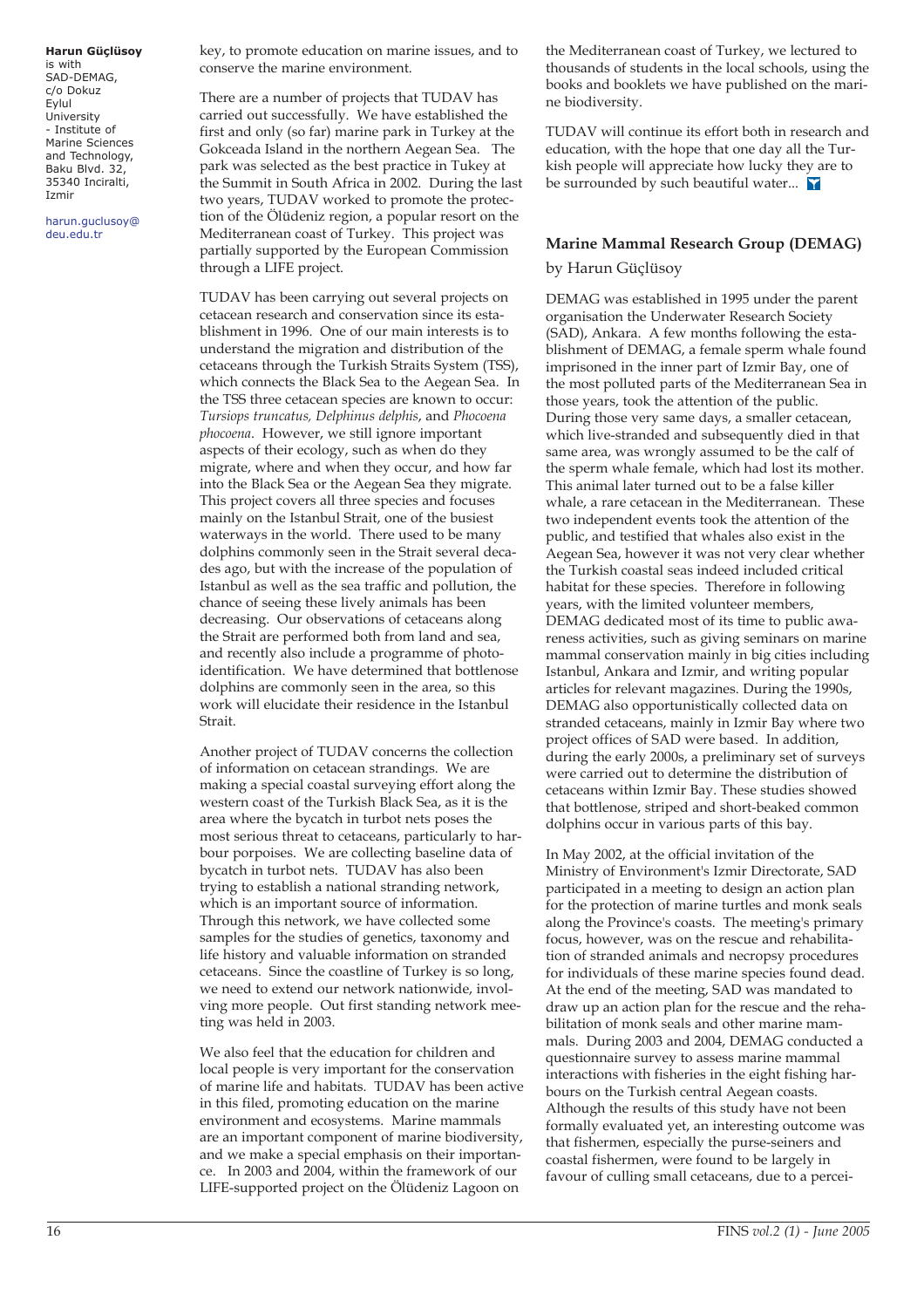key, to promote education on marine issues, and to conserve the marine environment.

There are a number of projects that TUDAV has carried out successfully. We have established the first and only (so far) marine park in Turkey at the Gokceada Island in the northern Aegean Sea. The park was selected as the best practice in Tukey at the Summit in South Africa in 2002. During the last two years, TUDAV worked to promote the protection of the Ölüdeniz region, a popular resort on the Mediterranean coast of Turkey. This project was partially supported by the European Commission through a LIFE project.

TUDAV has been carrying out several projects on cetacean research and conservation since its establishment in 1996. One of our main interests is to understand the migration and distribution of the cetaceans through the Turkish Straits System (TSS), which connects the Black Sea to the Aegean Sea. In the TSS three cetacean species are known to occur: *Tursiops truncatus, Delphinus delphis*, and *Phocoena phocoena*. However, we still ignore important aspects of their ecology, such as when do they migrate, where and when they occur, and how far into the Black Sea or the Aegean Sea they migrate. This project covers all three species and focuses mainly on the Istanbul Strait, one of the busiest waterways in the world. There used to be many dolphins commonly seen in the Strait several decades ago, but with the increase of the population of Istanbul as well as the sea traffic and pollution, the chance of seeing these lively animals has been decreasing. Our observations of cetaceans along the Strait are performed both from land and sea, and recently also include a programme of photo-identification. We have determined that bottlenose dolphins are commonly seen in the area, so this work will elucidate their residence in the Istanbul Strait.

Another project of TUDAV concerns the collection of information on cetacean strandings. We are making a special coastal surveying effort along the western coast of the Turkish Black Sea, as it is the area where the bycatch in turbot nets poses the most serious threat to cetaceans, particularly to harbour porpoises. We are collecting baseline data of bycatch in turbot nets. TUDAV has also been trying to establish a national stranding network, which is an important source of information. Through this network, we have collected some samples for the studies of genetics, taxonomy and life history and valuable information on stranded cetaceans. Since the coastline of Turkey is so long, we need to extend our network nationwide, involving more people. Out first standing network meeting was held in 2003.

We also feel that the education for children and local people is very important for the conservation of marine life and habitats. TUDAV has been active in this filed, promoting education on the marine environment and ecosystems. Marine mammals are an important component of marine biodiversity, and we make a special emphasis on their importance. In 2003 and 2004, within the framework of our LIFE-supported project on the Ölüdeniz Lagoon on the Mediterranean coast of Turkey, we lectured to thousands of students in the local schools, using the books and booklets we have published on the marine biodiversity.

TUDAV will continue its effort both in research and education, with the hope that one day all the Turkish people will appreciate how lucky they are to be surrounded by such beautiful water...

## Marine Mammal Research Group (DEMAG)

by Harun Güçlüsoy

**Harun Güçlüsoy** is with SAD-DEMAG, c/o Dokuz Eylul University - Institute of Marine Sciences and Technology, Baku Blvd. 32, 35340 Inciralti, Izmir

harun.guclusoy@deu.edu.tr

DEMAG was established in 1995 under the parent organisation the Underwater Research Society (SAD), Ankara. A few months following the establishment of DEMAG, a female sperm whale found imprisoned in the inner part of Izmir Bay, one of the most polluted parts of the Mediterranean Sea in those years, took the attention of the public. During those very same days, a smaller cetacean, which live-stranded and subsequently died in that same area, was wrongly assumed to be the calf of the sperm whale female, which had lost its mother. This animal later turned out to be a false killer whale, a rare cetacean in the Mediterranean. These two independent events took the attention of the public, and testified that whales also exist in the Aegean Sea, however it was not very clear whether the Turkish coastal seas indeed included critical habitat for these species. Therefore in following years, with the limited volunteer members, DEMAG dedicated most of its time to public awareness activities, such as giving seminars on marine mammal conservation mainly in big cities including Istanbul, Ankara and Izmir, and writing popular articles for relevant magazines. During the 1990s, DEMAG also opportunistically collected data on stranded cetaceans, mainly in Izmir Bay where two project offices of SAD were based. In addition, during the early 2000s, a preliminary set of surveys were carried out to determine the distribution of cetaceans within Izmir Bay. These studies showed that bottlenose, striped and short-beaked common dolphins occur in various parts of this bay.

In May 2002, at the official invitation of the Ministry of Environment's Izmir Directorate, SAD participated in a meeting to design an action plan for the protection of marine turtles and monk seals along the Province's coasts. The meeting's primary focus, however, was on the rescue and rehabilitation of stranded animals and necropsy procedures for individuals of these marine species found dead. At the end of the meeting, SAD was mandated to draw up an action plan for the rescue and the rehabilitation of monk seals and other marine mammals. During 2003 and 2004, DEMAG conducted a questionnaire survey to assess marine mammal interactions with fisheries in the eight fishing harbours on the Turkish central Aegean coasts. Although the results of this study have not been formally evaluated yet, an interesting outcome was that fishermen, especially the purse-seiners and coastal fishermen, were found to be largely in favour of culling small cetaceans, due to a percei-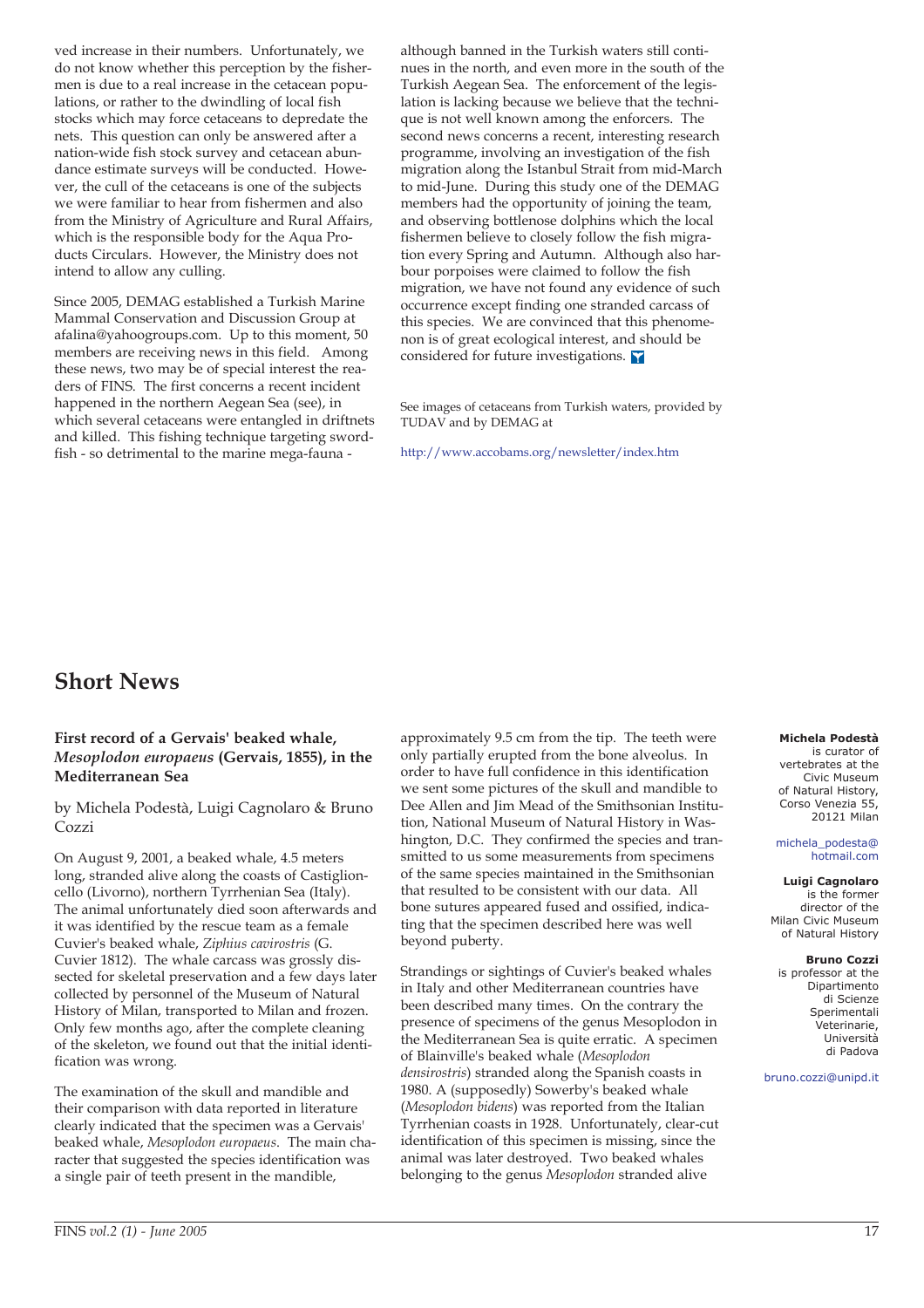ved increase in their numbers. Unfortunately, we do not know whether this perception by the fishermen is due to a real increase in the cetacean populations, or rather to the dwindling of local fish stocks which may force cetaceans to depredate the nets. This question can only be answered after a nation-wide fish stock survey and cetacean abundance estimate surveys will be conducted. However, the cull of the cetaceans is one of the subjects we were familiar to hear from fishermen and also from the Ministry of Agriculture and Rural Affairs, which is the responsible body for the Aqua Products Circulars. However, the Ministry does not intend to allow any culling.

Since 2005, DEMAG established a Turkish Marine Mammal Conservation and Discussion Group at afalina@yahoogroups.com. Up to this moment, 50 members are receiving news in this field. Among these news, two may be of special interest the readers of FINS. The first concerns a recent incident happened in the northern Aegean Sea (see), in which several cetaceans were entangled in driftnets and killed. This fishing technique targeting swordfish - so detrimental to the marine mega-fauna - although banned in the Turkish waters still continues in the north, and even more in the south of the Turkish Aegean Sea. The enforcement of the legislation is lacking because we believe that the technique is not well known among the enforcers. The second news concerns a recent, interesting research programme, involving an investigation of the fish migration along the Istanbul Strait from mid-March to mid-June. During this study one of the DEMAG members had the opportunity of joining the team, and observing bottlenose dolphins which the local fishermen believe to closely follow the fish migration every Spring and Autumn. Although also harbour porpoises were claimed to follow the fish migration, we have not found any evidence of such occurrence except finding one stranded carcass of this species. We are convinced that this phenomenon is of great ecological interest, and should be considered for future investigations.

See images of cetaceans from Turkish waters, provided by TUDAV and by DEMAG at

http://www.accobams.org/newsletter/index.htm

# Short News

### First record of a Gervais' beaked whale, *Mesoplodon europaeus* (Gervais, 1855), in the Mediterranean Sea

by Michela Podestà, Luigi Cagnolaro & Bruno Cozzi

**Michela Podestà** is curator of vertebrates at the Civic Museum of Natural History, Corso Venezia 55, 20121 Milan

michela_podesta@hotmail.com

**Luigi Cagnolaro** is the former director of the Milan Civic Museum of Natural History

**Bruno Cozzi** is professor at the Dipartimento di Scienze Sperimentali Veterinarie, Università di Padova

bruno.cozzi@unipd.it

On August 9, 2001, a beaked whale, 4.5 meters long, stranded alive along the coasts of Castiglioncello (Livorno), northern Tyrrhenian Sea (Italy). The animal unfortunately died soon afterwards and it was identified by the rescue team as a female Cuvier's beaked whale, *Ziphius cavirostris* (G. Cuvier 1812). The whale carcass was grossly dissected for skeletal preservation and a few days later collected by personnel of the Museum of Natural History of Milan, transported to Milan and frozen. Only few months ago, after the complete cleaning of the skeleton, we found out that the initial identification was wrong.

The examination of the skull and mandible and their comparison with data reported in literature clearly indicated that the specimen was a Gervais' beaked whale, *Mesoplodon europaeus*. The main character that suggested the species identification was a single pair of teeth present in the mandible, approximately 9.5 cm from the tip. The teeth were only partially erupted from the bone alveolus. In order to have full confidence in this identification we sent some pictures of the skull and mandible to Dee Allen and Jim Mead of the Smithsonian Institution, National Museum of Natural History in Washington, D.C. They confirmed the species and transmitted to us some measurements from specimens of the same species maintained in the Smithsonian that resulted to be consistent with our data. All bone sutures appeared fused and ossified, indicating that the specimen described here was well beyond puberty.

Strandings or sightings of Cuvier's beaked whales in Italy and other Mediterranean countries have been described many times. On the contrary the presence of specimens of the genus Mesoplodon in the Mediterranean Sea is quite erratic. A specimen of Blainville's beaked whale (*Mesoplodon densirostris*) stranded along the Spanish coasts in 1980. A (supposedly) Sowerby's beaked whale (*Mesoplodon bidens*) was reported from the Italian Tyrrhenian coasts in 1928. Unfortunately, clear-cut identification of this specimen is missing, since the animal was later destroyed. Two beaked whales belonging to the genus *Mesoplodon* stranded alive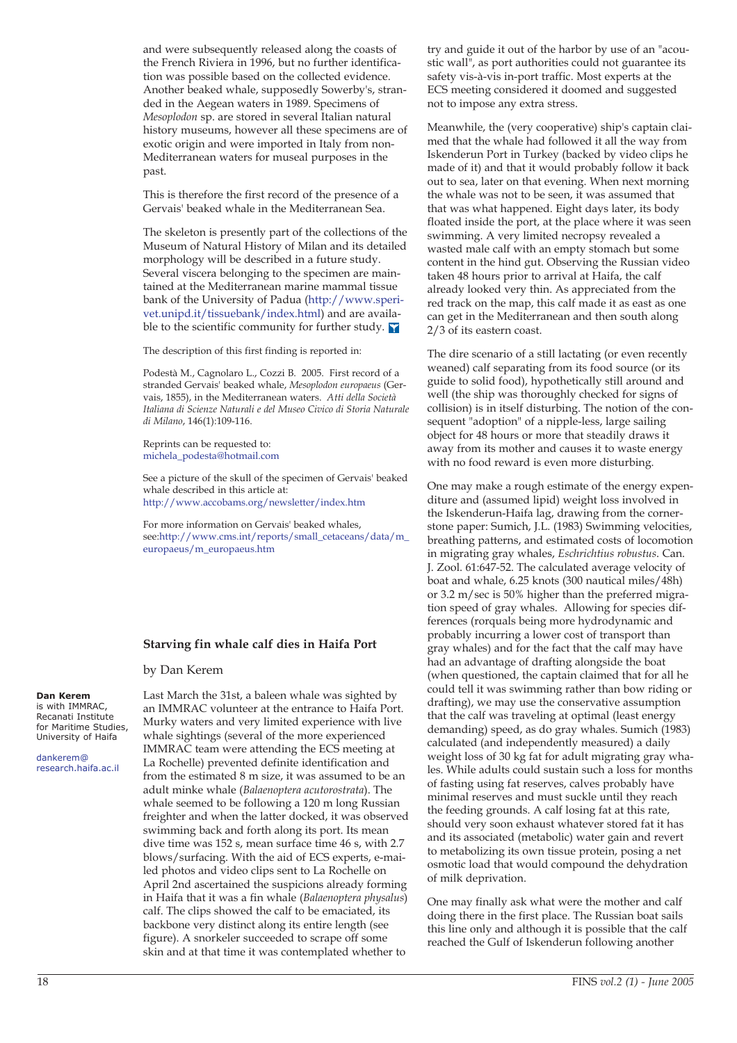and were subsequently released along the coasts of the French Riviera in 1996, but no further identification was possible based on the collected evidence. Another beaked whale, supposedly Sowerby's, stranded in the Aegean waters in 1989. Specimens of *Mesoplodon* sp. are stored in several Italian natural history museums, however all these specimens are of exotic origin and were imported in Italy from non-Mediterranean waters for museal purposes in the past.

This is therefore the first record of the presence of a Gervais' beaked whale in the Mediterranean Sea.

The skeleton is presently part of the collections of the Museum of Natural History of Milan and its detailed morphology will be described in a future study. Several viscera belonging to the specimen are maintained at the Mediterranean marine mammal tissue bank of the University of Padua (http://www.sperivet.unipd.it/tissuebank/index.html) and are available to the scientific community for further study.

The description of this first finding is reported in:

Podestà M., Cagnolaro L., Cozzi B. 2005. First record of a stranded Gervais' beaked whale, *Mesoplodon europaeus* (Gervais, 1855), in the Mediterranean waters. *Atti della Società Italiana di Scienze Naturali e del Museo Civico di Storia Naturale di Milano*, 146(1):109-116.

Reprints can be requested to: michela_podesta@hotmail.com

See a picture of the skull of the specimen of Gervais' beaked whale described in this article at: http://www.accobams.org/newsletter/index.htm

For more information on Gervais' beaked whales, see:http://www.cms.int/reports/small_cetaceans/data/m_europaeus/m_europaeus.htm

## Starving fin whale calf dies in Haifa Port

by Dan Kerem

**Dan Kerem** is with IMMRAC, Recanati Institute for Maritime Studies, University of Haifa

dankerem@research.haifa.ac.il

Last March the 31st, a baleen whale was sighted by an IMMRAC volunteer at the entrance to Haifa Port. Murky waters and very limited experience with live whale sightings (several of the more experienced IMMRAC team were attending the ECS meeting at La Rochelle) prevented definite identification and from the estimated 8 m size, it was assumed to be an adult minke whale (*Balaenoptera acutorostrata*). The whale seemed to be following a 120 m long Russian freighter and when the latter docked, it was observed swimming back and forth along its port. Its mean dive time was 152 s, mean surface time 46 s, with 2.7 blows/surfacing. With the aid of ECS experts, e-mailed photos and video clips sent to La Rochelle on April 2nd ascertained the suspicions already forming in Haifa that it was a fin whale (*Balaenoptera physalus*) calf. The clips showed the calf to be emaciated, its backbone very distinct along its entire length (see figure). A snorkeler succeeded to scrape off some skin and at that time it was contemplated whether to try and guide it out of the harbor by use of an "acoustic wall", as port authorities could not guarantee its safety vis-à-vis in-port traffic. Most experts at the ECS meeting considered it doomed and suggested not to impose any extra stress.

Meanwhile, the (very cooperative) ship's captain claimed that the whale had followed it all the way from Iskenderun Port in Turkey (backed by video clips he made of it) and that it would probably follow it back out to sea, later on that evening. When next morning the whale was not to be seen, it was assumed that that was what happened. Eight days later, its body floated inside the port, at the place where it was seen swimming. A very limited necropsy revealed a wasted male calf with an empty stomach but some content in the hind gut. Observing the Russian video taken 48 hours prior to arrival at Haifa, the calf already looked very thin. As appreciated from the red track on the map, this calf made it as east as one can get in the Mediterranean and then south along 2/3 of its eastern coast.

The dire scenario of a still lactating (or even recently weaned) calf separating from its food source (or its guide to solid food), hypothetically still around and well (the ship was thoroughly checked for signs of collision) is in itself disturbing. The notion of the consequent "adoption" of a nipple-less, large sailing object for 48 hours or more that steadily draws it away from its mother and causes it to waste energy with no food reward is even more disturbing.

One may make a rough estimate of the energy expenditure and (assumed lipid) weight loss involved in the Iskenderun-Haifa lag, drawing from the cornerstone paper: Sumich, J.L. (1983) Swimming velocities, breathing patterns, and estimated costs of locomotion in migrating gray whales, *Eschrichtius robustus*. Can. J. Zool. 61:647-52. The calculated average velocity of boat and whale, 6.25 knots (300 nautical miles/48h) or 3.2 m/sec is 50% higher than the preferred migration speed of gray whales. Allowing for species differences (rorquals being more hydrodynamic and probably incurring a lower cost of transport than gray whales) and for the fact that the calf may have had an advantage of drafting alongside the boat (when questioned, the captain claimed that for all he could tell it was swimming rather than bow riding or drafting), we may use the conservative assumption that the calf was traveling at optimal (least energy demanding) speed, as do gray whales. Sumich (1983) calculated (and independently measured) a daily weight loss of 30 kg fat for adult migrating gray whales. While adults could sustain such a loss for months of fasting using fat reserves, calves probably have minimal reserves and must suckle until they reach the feeding grounds. A calf losing fat at this rate, should very soon exhaust whatever stored fat it has and its associated (metabolic) water gain and revert to metabolizing its own tissue protein, posing a net osmotic load that would compound the dehydration of milk deprivation.

One may finally ask what were the mother and calf doing there in the first place. The Russian boat sails this line only and although it is possible that the calf reached the Gulf of Iskenderun following another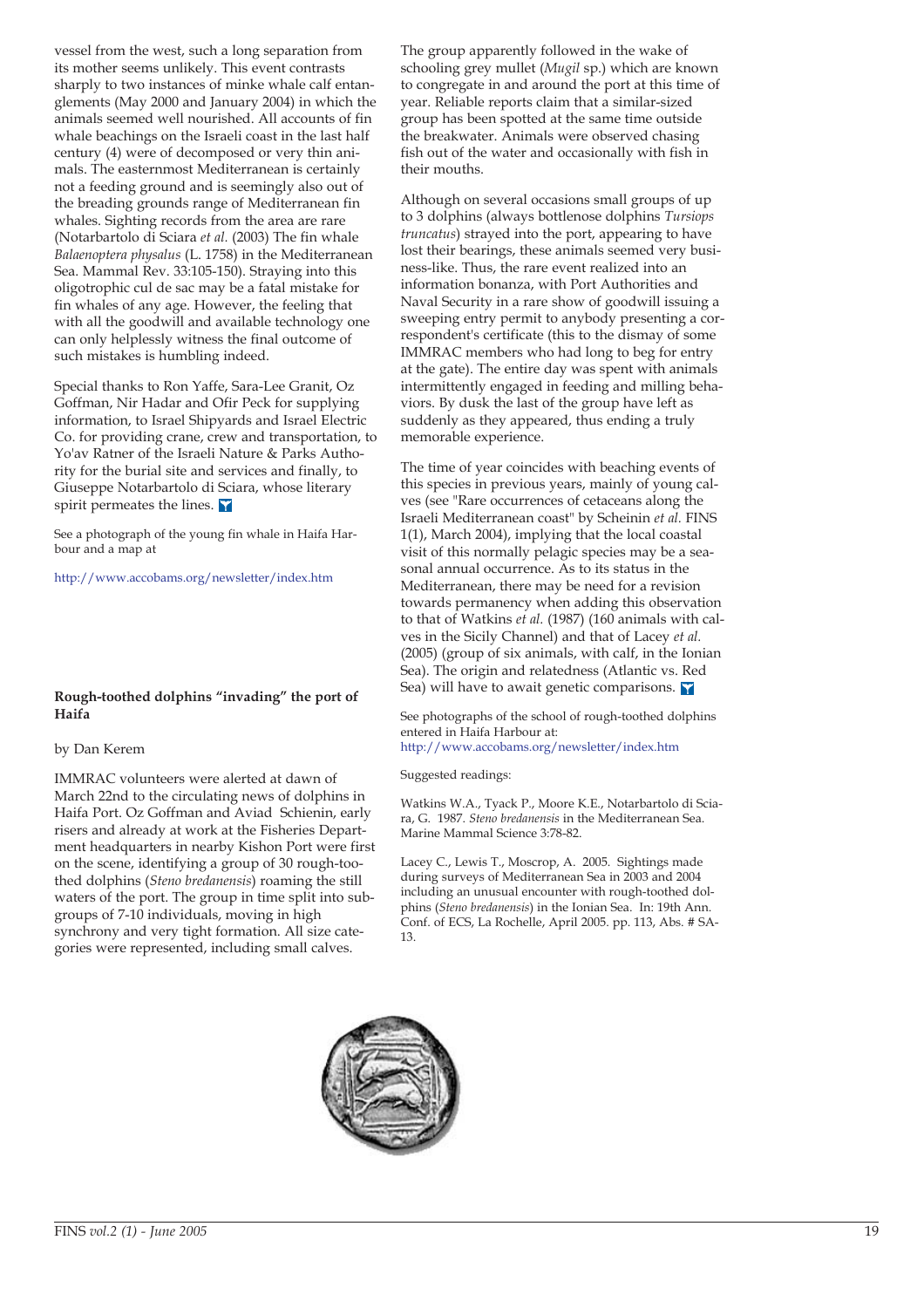vessel from the west, such a long separation from its mother seems unlikely. This event contrasts sharply to two instances of minke whale calf entanglements (May 2000 and January 2004) in which the animals seemed well nourished. All accounts of fin whale beachings on the Israeli coast in the last half century (4) were of decomposed or very thin animals. The easternmost Mediterranean is certainly not a feeding ground and is seemingly also out of the breading grounds range of Mediterranean fin whales. Sighting records from the area are rare (Notarbartolo di Sciara *et al.* (2003) The fin whale *Balaenoptera physalus* (L. 1758) in the Mediterranean Sea. Mammal Rev. 33:105-150). Straying into this oligotrophic cul de sac may be a fatal mistake for fin whales of any age. However, the feeling that with all the goodwill and available technology one can only helplessly witness the final outcome of such mistakes is humbling indeed.

Special thanks to Ron Yaffe, Sara-Lee Granit, Oz Goffman, Nir Hadar and Ofir Peck for supplying information, to Israel Shipyards and Israel Electric Co. for providing crane, crew and transportation, to Yo'av Ratner of the Israeli Nature & Parks Authority for the burial site and services and finally, to Giuseppe Notarbartolo di Sciara, whose literary spirit permeates the lines.

See a photograph of the young fin whale in Haifa Harbour and a map at

http://www.accobams.org/newsletter/index.htm

## Rough-toothed dolphins "invading" the port of Haifa

by Dan Kerem

IMMRAC volunteers were alerted at dawn of March 22nd to the circulating news of dolphins in Haifa Port. Oz Goffman and Aviad Schienin, early risers and already at work at the Fisheries Department headquarters in nearby Kishon Port were first on the scene, identifying a group of 30 rough-toothed dolphins (*Steno bredanensis*) roaming the still waters of the port. The group in time split into subgroups of 7-10 individuals, moving in high synchrony and very tight formation. All size categories were represented, including small calves.

The group apparently followed in the wake of schooling grey mullet (*Mugil* sp.) which are known to congregate in and around the port at this time of year. Reliable reports claim that a similar-sized group has been spotted at the same time outside the breakwater. Animals were observed chasing fish out of the water and occasionally with fish in their mouths.

Although on several occasions small groups of up to 3 dolphins (always bottlenose dolphins *Tursiops truncatus*) strayed into the port, appearing to have lost their bearings, these animals seemed very business-like. Thus, the rare event realized into an information bonanza, with Port Authorities and Naval Security in a rare show of goodwill issuing a sweeping entry permit to anybody presenting a correspondent's certificate (this to the dismay of some IMMRAC members who had long to beg for entry at the gate). The entire day was spent with animals intermittently engaged in feeding and milling behaviors. By dusk the last of the group have left as suddenly as they appeared, thus ending a truly memorable experience.

The time of year coincides with beaching events of this species in previous years, mainly of young calves (see "Rare occurrences of cetaceans along the Israeli Mediterranean coast" by Scheinin *et al.* FINS 1(1), March 2004), implying that the local coastal visit of this normally pelagic species may be a seasonal annual occurrence. As to its status in the Mediterranean, there may be need for a revision towards permanency when adding this observation to that of Watkins *et al.* (1987) (160 animals with calves in the Sicily Channel) and that of Lacey *et al.* (2005) (group of six animals, with calf, in the Ionian Sea). The origin and relatedness (Atlantic vs. Red Sea) will have to await genetic comparisons.

See photographs of the school of rough-toothed dolphins entered in Haifa Harbour at:
http://www.accobams.org/newsletter/index.htm

Suggested readings:

Watkins W.A., Tyack P., Moore K.E., Notarbartolo di Sciara, G. 1987. *Steno bredanensis* in the Mediterranean Sea. Marine Mammal Science 3:78-82.

Lacey C., Lewis T., Moscrop, A. 2005. Sightings made during surveys of Mediterranean Sea in 2003 and 2004 including an unusual encounter with rough-toothed dolphins (*Steno bredanensis*) in the Ionian Sea. In: 19th Ann. Conf. of ECS, La Rochelle, April 2005. pp. 113, Abs. # SA-13.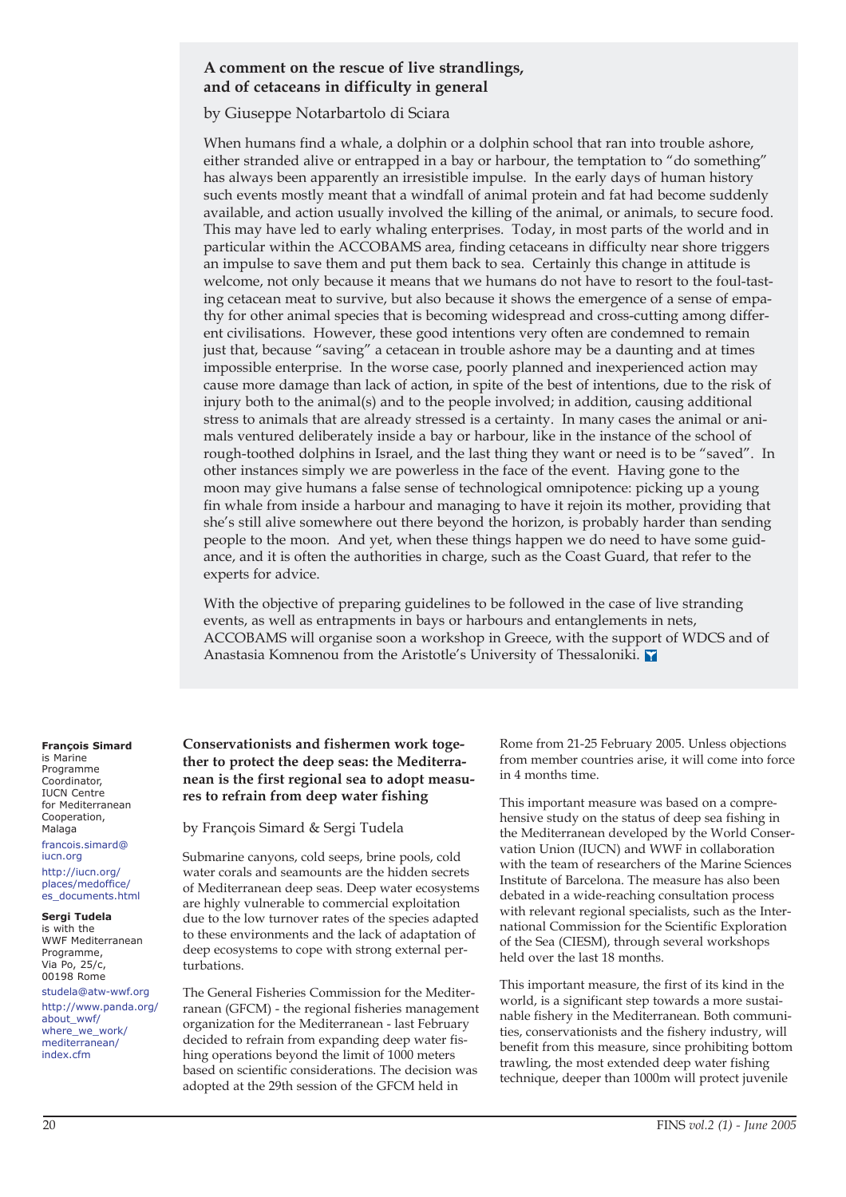## A comment on the rescue of live strandlings, and of cetaceans in difficulty in general

by Giuseppe Notarbartolo di Sciara

When humans find a whale, a dolphin or a dolphin school that ran into trouble ashore, either stranded alive or entrapped in a bay or harbour, the temptation to "do something" has always been apparently an irresistible impulse. In the early days of human history such events mostly meant that a windfall of animal protein and fat had become suddenly available, and action usually involved the killing of the animal, or animals, to secure food. This may have led to early whaling enterprises. Today, in most parts of the world and in particular within the ACCOBAMS area, finding cetaceans in difficulty near shore triggers an impulse to save them and put them back to sea. Certainly this change in attitude is welcome, not only because it means that we humans do not have to resort to the foul-tasting cetacean meat to survive, but also because it shows the emergence of a sense of empathy for other animal species that is becoming widespread and cross-cutting among different civilisations. However, these good intentions very often are condemned to remain just that, because "saving" a cetacean in trouble ashore may be a daunting and at times impossible enterprise. In the worse case, poorly planned and inexperienced action may cause more damage than lack of action, in spite of the best of intentions, due to the risk of injury both to the animal(s) and to the people involved; in addition, causing additional stress to animals that are already stressed is a certainty. In many cases the animal or animals ventured deliberately inside a bay or harbour, like in the instance of the school of rough-toothed dolphins in Israel, and the last thing they want or need is to be "saved". In other instances simply we are powerless in the face of the event. Having gone to the moon may give humans a false sense of technological omnipotence: picking up a young fin whale from inside a harbour and managing to have it rejoin its mother, providing that she's still alive somewhere out there beyond the horizon, is probably harder than sending people to the moon. And yet, when these things happen we do need to have some guidance, and it is often the authorities in charge, such as the Coast Guard, that refer to the experts for advice.

With the objective of preparing guidelines to be followed in the case of live stranding events, as well as entrapments in bays or harbours and entanglements in nets, ACCOBAMS will organise soon a workshop in Greece, with the support of WDCS and of Anastasia Komnenou from the Aristotle's University of Thessaloniki.

**François Simard**
is Marine Programme Coordinator, IUCN Centre for Mediterranean Cooperation, Malaga
francois.simard@iucn.org
http://iucn.org/places/medoffice/es_documents.html

**Sergi Tudela**
is with the WWF Mediterranean Programme, Via Po, 25/c, 00198 Rome
studela@atw-wwf.org
http://www.panda.org/about_wwf/where_we_work/mediterranean/index.cfm

## Conservationists and fishermen work together to protect the deep seas: the Mediterranean is the first regional sea to adopt measures to refrain from deep water fishing

by François Simard & Sergi Tudela

Submarine canyons, cold seeps, brine pools, cold water corals and seamounts are the hidden secrets of Mediterranean deep seas. Deep water ecosystems are highly vulnerable to commercial exploitation due to the low turnover rates of the species adapted to these environments and the lack of adaptation of deep ecosystems to cope with strong external perturbations.

The General Fisheries Commission for the Mediterranean (GFCM) - the regional fisheries management organization for the Mediterranean - last February decided to refrain from expanding deep water fishing operations beyond the limit of 1000 meters based on scientific considerations. The decision was adopted at the 29th session of the GFCM held in Rome from 21-25 February 2005. Unless objections from member countries arise, it will come into force in 4 months time.

This important measure was based on a comprehensive study on the status of deep sea fishing in the Mediterranean developed by the World Conservation Union (IUCN) and WWF in collaboration with the team of researchers of the Marine Sciences Institute of Barcelona. The measure has also been debated in a wide-reaching consultation process with relevant regional specialists, such as the International Commission for the Scientific Exploration of the Sea (CIESM), through several workshops held over the last 18 months.

This important measure, the first of its kind in the world, is a significant step towards a more sustainable fishery in the Mediterranean. Both communities, conservationists and the fishery industry, will benefit from this measure, since prohibiting bottom trawling, the most extended deep water fishing technique, deeper than 1000m will protect juvenile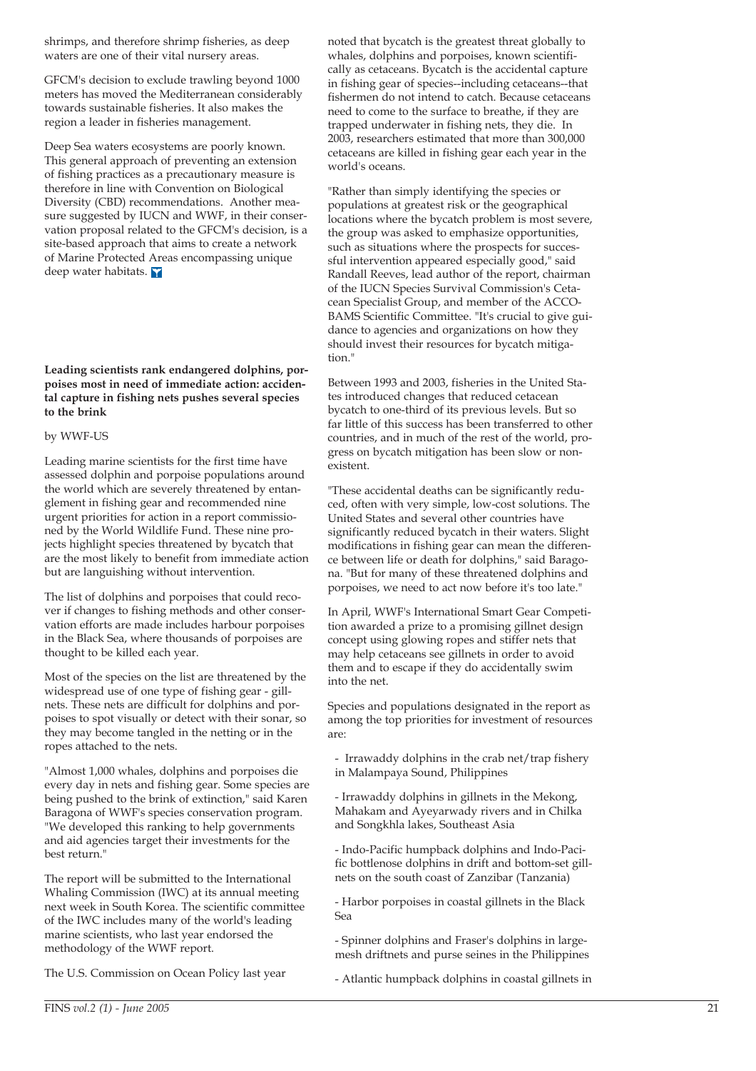shrimps, and therefore shrimp fisheries, as deep waters are one of their vital nursery areas.

GFCM's decision to exclude trawling beyond 1000 meters has moved the Mediterranean considerably towards sustainable fisheries. It also makes the region a leader in fisheries management.

Deep Sea waters ecosystems are poorly known. This general approach of preventing an extension of fishing practices as a precautionary measure is therefore in line with Convention on Biological Diversity (CBD) recommendations. Another measure suggested by IUCN and WWF, in their conservation proposal related to the GFCM's decision, is a site-based approach that aims to create a network of Marine Protected Areas encompassing unique deep water habitats.

**Leading scientists rank endangered dolphins, porpoises most in need of immediate action: accidental capture in fishing nets pushes several species to the brink**

by WWF-US

Leading marine scientists for the first time have assessed dolphin and porpoise populations around the world which are severely threatened by entanglement in fishing gear and recommended nine urgent priorities for action in a report commissioned by the World Wildlife Fund. These nine projects highlight species threatened by bycatch that are the most likely to benefit from immediate action but are languishing without intervention.

The list of dolphins and porpoises that could recover if changes to fishing methods and other conservation efforts are made includes harbour porpoises in the Black Sea, where thousands of porpoises are thought to be killed each year.

Most of the species on the list are threatened by the widespread use of one type of fishing gear - gillnets. These nets are difficult for dolphins and porpoises to spot visually or detect with their sonar, so they may become tangled in the netting or in the ropes attached to the nets.

"Almost 1,000 whales, dolphins and porpoises die every day in nets and fishing gear. Some species are being pushed to the brink of extinction," said Karen Baragona of WWF's species conservation program. "We developed this ranking to help governments and aid agencies target their investments for the best return."

The report will be submitted to the International Whaling Commission (IWC) at its annual meeting next week in South Korea. The scientific committee of the IWC includes many of the world's leading marine scientists, who last year endorsed the methodology of the WWF report.

The U.S. Commission on Ocean Policy last year noted that bycatch is the greatest threat globally to whales, dolphins and porpoises, known scientifically as cetaceans. Bycatch is the accidental capture in fishing gear of species--including cetaceans--that fishermen do not intend to catch. Because cetaceans need to come to the surface to breathe, if they are trapped underwater in fishing nets, they die. In 2003, researchers estimated that more than 300,000 cetaceans are killed in fishing gear each year in the world's oceans.

"Rather than simply identifying the species or populations at greatest risk or the geographical locations where the bycatch problem is most severe, the group was asked to emphasize opportunities, such as situations where the prospects for successful intervention appeared especially good," said Randall Reeves, lead author of the report, chairman of the IUCN Species Survival Commission's Cetacean Specialist Group, and member of the ACCOBAMS Scientific Committee. "It's crucial to give guidance to agencies and organizations on how they should invest their resources for bycatch mitigation."

Between 1993 and 2003, fisheries in the United States introduced changes that reduced cetacean bycatch to one-third of its previous levels. But so far little of this success has been transferred to other countries, and in much of the rest of the world, progress on bycatch mitigation has been slow or nonexistent.

"These accidental deaths can be significantly reduced, often with very simple, low-cost solutions. The United States and several other countries have significantly reduced bycatch in their waters. Slight modifications in fishing gear can mean the difference between life or death for dolphins," said Baragona. "But for many of these threatened dolphins and porpoises, we need to act now before it's too late."

In April, WWF's International Smart Gear Competition awarded a prize to a promising gillnet design concept using glowing ropes and stiffer nets that may help cetaceans see gillnets in order to avoid them and to escape if they do accidentally swim into the net.

Species and populations designated in the report as among the top priorities for investment of resources are:

- Irrawaddy dolphins in the crab net/trap fishery in Malampaya Sound, Philippines
- Irrawaddy dolphins in gillnets in the Mekong, Mahakam and Ayeyarwady rivers and in Chilka and Songkhla lakes, Southeast Asia
- Indo-Pacific humpback dolphins and Indo-Pacific bottlenose dolphins in drift and bottom-set gillnets on the south coast of Zanzibar (Tanzania)
- Harbor porpoises in coastal gillnets in the Black Sea
- Spinner dolphins and Fraser's dolphins in large-mesh driftnets and purse seines in the Philippines
- Atlantic humpback dolphins in coastal gillnets in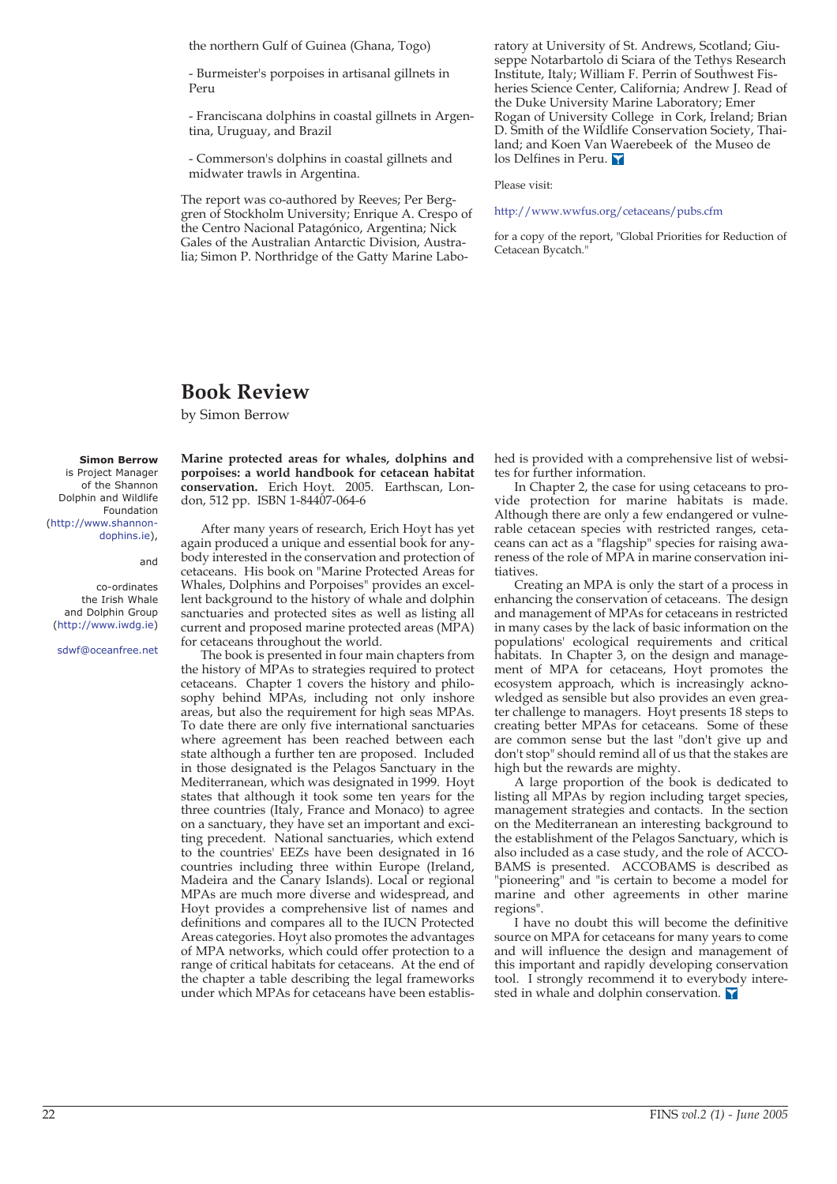the northern Gulf of Guinea (Ghana, Togo)

- Burmeister's porpoises in artisanal gillnets in Peru

- Franciscana dolphins in coastal gillnets in Argentina, Uruguay, and Brazil

- Commerson's dolphins in coastal gillnets and midwater trawls in Argentina.

The report was co-authored by Reeves; Per Berggren of Stockholm University; Enrique A. Crespo of the Centro Nacional Patagónico, Argentina; Nick Gales of the Australian Antarctic Division, Australia; Simon P. Northridge of the Gatty Marine Laboratory at University of St. Andrews, Scotland; Giuseppe Notarbartolo di Sciara of the Tethys Research Institute, Italy; William F. Perrin of Southwest Fisheries Science Center, California; Andrew J. Read of the Duke University Marine Laboratory; Emer Rogan of University College in Cork, Ireland; Brian D. Smith of the Wildlife Conservation Society, Thailand; and Koen Van Waerebeek of the Museo de los Delfines in Peru.

Please visit:

http://www.wwfus.org/cetaceans/pubs.cfm

for a copy of the report, "Global Priorities for Reduction of Cetacean Bycatch."

# Book Review

by Simon Berrow

**Simon Berrow** is Project Manager of the Shannon Dolphin and Wildlife Foundation (http://www.shannon-dolphins.ie), and co-ordinates the Irish Whale and Dolphin Group (http://www.iwdg.ie)

sdwf@oceanfree.net

**Marine protected areas for whales, dolphins and porpoises: a world handbook for cetacean habitat conservation.** Erich Hoyt. 2005. Earthscan, London, 512 pp. ISBN 1-84407-064-6

After many years of research, Erich Hoyt has yet again produced a unique and essential book for anybody interested in the conservation and protection of cetaceans. His book on "Marine Protected Areas for Whales, Dolphins and Porpoises" provides an excellent background to the history of whale and dolphin sanctuaries and protected sites as well as listing all current and proposed marine protected areas (MPA) for cetaceans throughout the world.

The book is presented in four main chapters from the history of MPAs to strategies required to protect cetaceans. Chapter 1 covers the history and philosophy behind MPAs, including not only inshore areas, but also the requirement for high seas MPAs. To date there are only five international sanctuaries where agreement has been reached between each state although a further ten are proposed. Included in those designated is the Pelagos Sanctuary in the Mediterranean, which was designated in 1999. Hoyt states that although it took some ten years for the three countries (Italy, France and Monaco) to agree on a sanctuary, they have set an important and exciting precedent. National sanctuaries, which extend to the countries' EEZs have been designated in 16 countries including three within Europe (Ireland, Madeira and the Canary Islands). Local or regional MPAs are much more diverse and widespread, and Hoyt provides a comprehensive list of names and definitions and compares all to the IUCN Protected Areas categories. Hoyt also promotes the advantages of MPA networks, which could offer protection to a range of critical habitats for cetaceans. At the end of the chapter a table describing the legal frameworks under which MPAs for cetaceans have been established is provided with a comprehensive list of websites for further information.

In Chapter 2, the case for using cetaceans to provide protection for marine habitats is made. Although there are only a few endangered or vulnerable cetacean species with restricted ranges, cetaceans can act as a "flagship" species for raising awareness of the role of MPA in marine conservation initiatives.

Creating an MPA is only the start of a process in enhancing the conservation of cetaceans. The design and management of MPAs for cetaceans in restricted in many cases by the lack of basic information on the populations' ecological requirements and critical habitats. In Chapter 3, on the design and management of MPA for cetaceans, Hoyt promotes the ecosystem approach, which is increasingly acknowledged as sensible but also provides an even greater challenge to managers. Hoyt presents 18 steps to creating better MPAs for cetaceans. Some of these are common sense but the last "don't give up and don't stop" should remind all of us that the stakes are high but the rewards are mighty.

A large proportion of the book is dedicated to listing all MPAs by region including target species, management strategies and contacts. In the section on the Mediterranean an interesting background to the establishment of the Pelagos Sanctuary, which is also included as a case study, and the role of ACCOBAMS is presented. ACCOBAMS is described as "pioneering" and "is certain to become a model for marine and other agreements in other marine regions".

I have no doubt this will become the definitive source on MPA for cetaceans for many years to come and will influence the design and management of this important and rapidly developing conservation tool. I strongly recommend it to everybody interested in whale and dolphin conservation.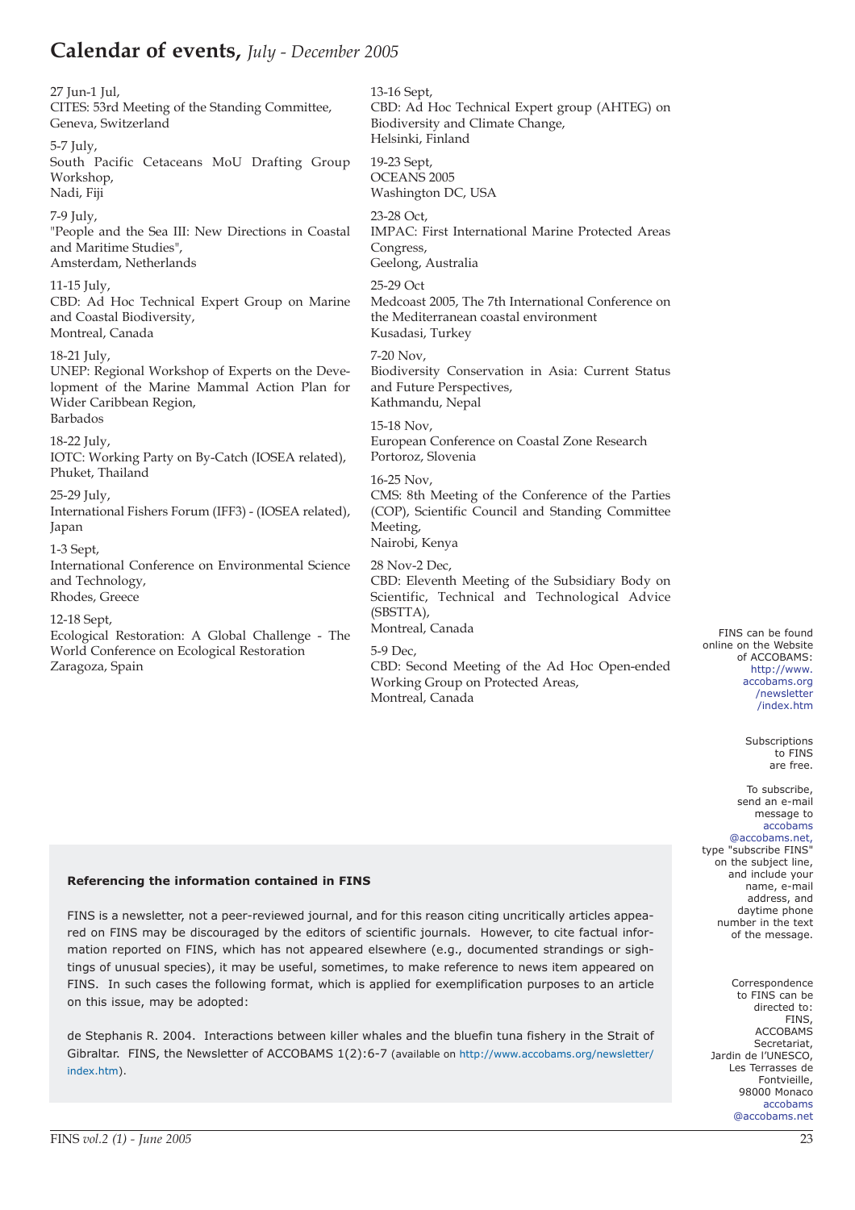# Calendar of events, *July - December 2005*

27 Jun-1 Jul,
CITES: 53rd Meeting of the Standing Committee,
Geneva, Switzerland

5-7 July,
South Pacific Cetaceans MoU Drafting Group Workshop,
Nadi, Fiji

7-9 July,
"People and the Sea III: New Directions in Coastal and Maritime Studies",
Amsterdam, Netherlands

11-15 July,
CBD: Ad Hoc Technical Expert Group on Marine and Coastal Biodiversity,
Montreal, Canada

18-21 July,
UNEP: Regional Workshop of Experts on the Development of the Marine Mammal Action Plan for Wider Caribbean Region,
Barbados

18-22 July,
IOTC: Working Party on By-Catch (IOSEA related),
Phuket, Thailand

25-29 July,
International Fishers Forum (IFF3) - (IOSEA related),
Japan

1-3 Sept,
International Conference on Environmental Science and Technology,
Rhodes, Greece

12-18 Sept,
Ecological Restoration: A Global Challenge - The World Conference on Ecological Restoration
Zaragoza, Spain

13-16 Sept,
CBD: Ad Hoc Technical Expert group (AHTEG) on Biodiversity and Climate Change,
Helsinki, Finland

19-23 Sept,
OCEANS 2005
Washington DC, USA

23-28 Oct,
IMPAC: First International Marine Protected Areas Congress,
Geelong, Australia

25-29 Oct
Medcoast 2005, The 7th International Conference on the Mediterranean coastal environment
Kusadasi, Turkey

7-20 Nov,
Biodiversity Conservation in Asia: Current Status and Future Perspectives,
Kathmandu, Nepal

15-18 Nov,
European Conference on Coastal Zone Research
Portoroz, Slovenia

16-25 Nov,
CMS: 8th Meeting of the Conference of the Parties (COP), Scientific Council and Standing Committee Meeting,
Nairobi, Kenya

28 Nov-2 Dec,
CBD: Eleventh Meeting of the Subsidiary Body on Scientific, Technical and Technological Advice (SBSTTA),
Montreal, Canada

5-9 Dec,
CBD: Second Meeting of the Ad Hoc Open-ended Working Group on Protected Areas,
Montreal, Canada

**Referencing the information contained in FINS**

FINS is a newsletter, not a peer-reviewed journal, and for this reason citing uncritically articles appeared on FINS may be discouraged by the editors of scientific journals. However, to cite factual information reported on FINS, which has not appeared elsewhere (e.g., documented strandings or sightings of unusual species), it may be useful, sometimes, to make reference to news item appeared on FINS. In such cases the following format, which is applied for exemplification purposes to an article on this issue, may be adopted:

de Stephanis R. 2004. Interactions between killer whales and the bluefin tuna fishery in the Strait of Gibraltar. FINS, the Newsletter of ACCOBAMS 1(2):6-7 (available on http://www.accobams.org/newsletter/index.htm).

FINS can be found online on the Website of ACCOBAMS: http://www.accobams.org/newsletter/index.htm

Subscriptions to FINS are free.

To subscribe, send an e-mail message to accobams@accobams.net, type "subscribe FINS" on the subject line, and include your name, e-mail address, and daytime phone number in the text of the message.

Correspondence to FINS can be directed to: FINS, ACCOBAMS Secretariat, Jardin de l'UNESCO, Les Terrasses de Fontvieille, 98000 Monaco
accobams@accobams.net